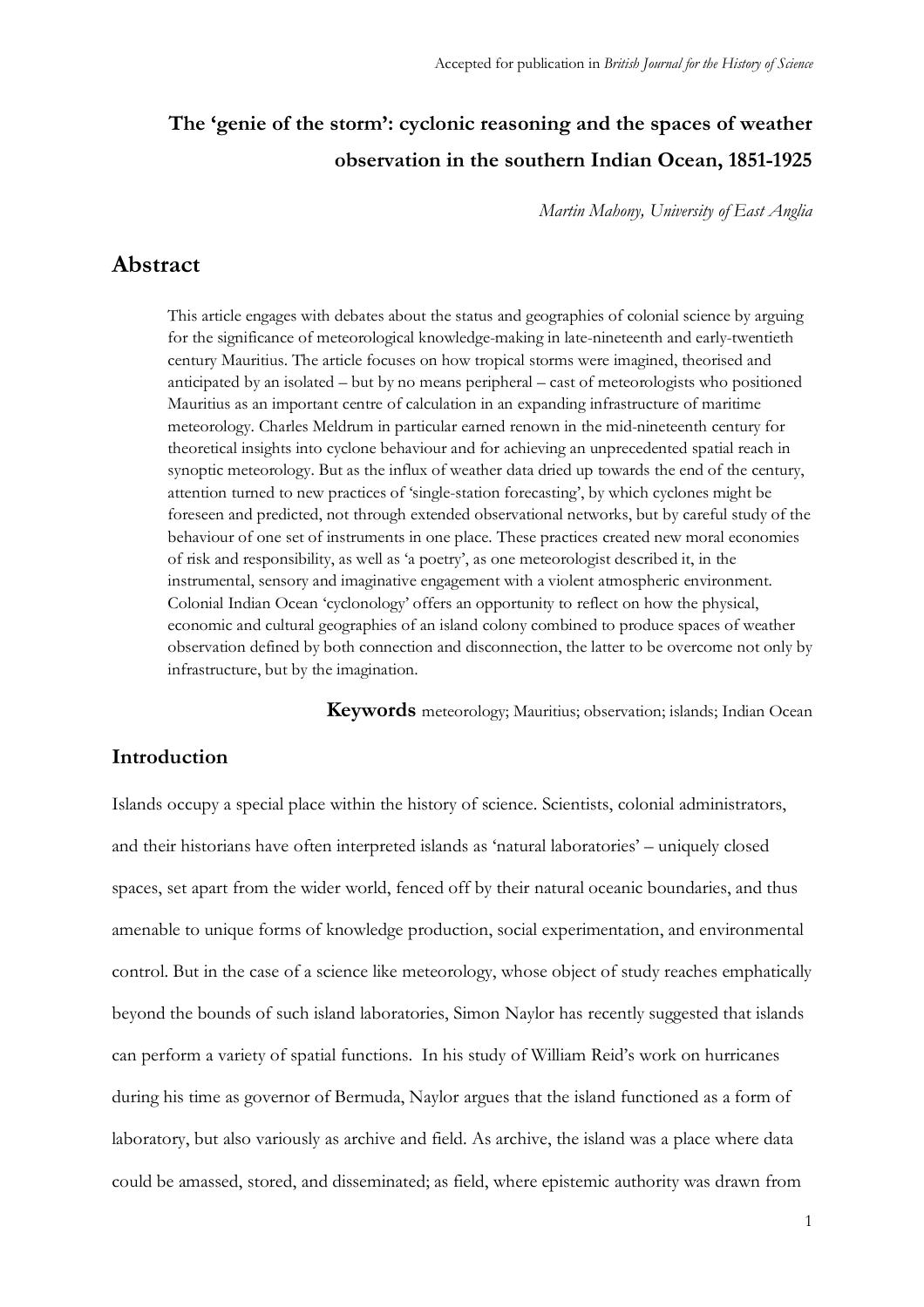Accepted for publication in *British Journal for the History of Science*

# The 'genie of the storm': cyclonic reasoning and the spaces of weather observation in the southern Indian Ocean, 1851-1925

*Martin Mahony, University of East Anglia*

## Abstract

This article engages with debates about the status and geographies of colonial science by arguing for the significance of meteorological knowledge-making in late-nineteenth and early-twentieth century Mauritius. The article focuses on how tropical storms were imagined, theorised and anticipated by an isolated – but by no means peripheral – cast of meteorologists who positioned Mauritius as an important centre of calculation in an expanding infrastructure of maritime meteorology. Charles Meldrum in particular earned renown in the mid-nineteenth century for theoretical insights into cyclone behaviour and for achieving an unprecedented spatial reach in synoptic meteorology. But as the influx of weather data dried up towards the end of the century, attention turned to new practices of 'single-station forecasting', by which cyclones might be foreseen and predicted, not through extended observational networks, but by careful study of the behaviour of one set of instruments in one place. These practices created new moral economies of risk and responsibility, as well as 'a poetry', as one meteorologist described it, in the instrumental, sensory and imaginative engagement with a violent atmospheric environment. Colonial Indian Ocean 'cyclonology' offers an opportunity to reflect on how the physical, economic and cultural geographies of an island colony combined to produce spaces of weather observation defined by both connection and disconnection, the latter to be overcome not only by infrastructure, but by the imagination.

**Keywords** meteorology; Mauritius; observation; islands; Indian Ocean

## Introduction

Islands occupy a special place within the history of science. Scientists, colonial administrators, and their historians have often interpreted islands as 'natural laboratories' – uniquely closed spaces, set apart from the wider world, fenced off by their natural oceanic boundaries, and thus amenable to unique forms of knowledge production, social experimentation, and environmental control. But in the case of a science like meteorology, whose object of study reaches emphatically beyond the bounds of such island laboratories, Simon Naylor has recently suggested that islands can perform a variety of spatial functions. In his study of William Reid's work on hurricanes during his time as governor of Bermuda, Naylor argues that the island functioned as a form of laboratory, but also variously as archive and field. As archive, the island was a place where data could be amassed, stored, and disseminated; as field, where epistemic authority was drawn from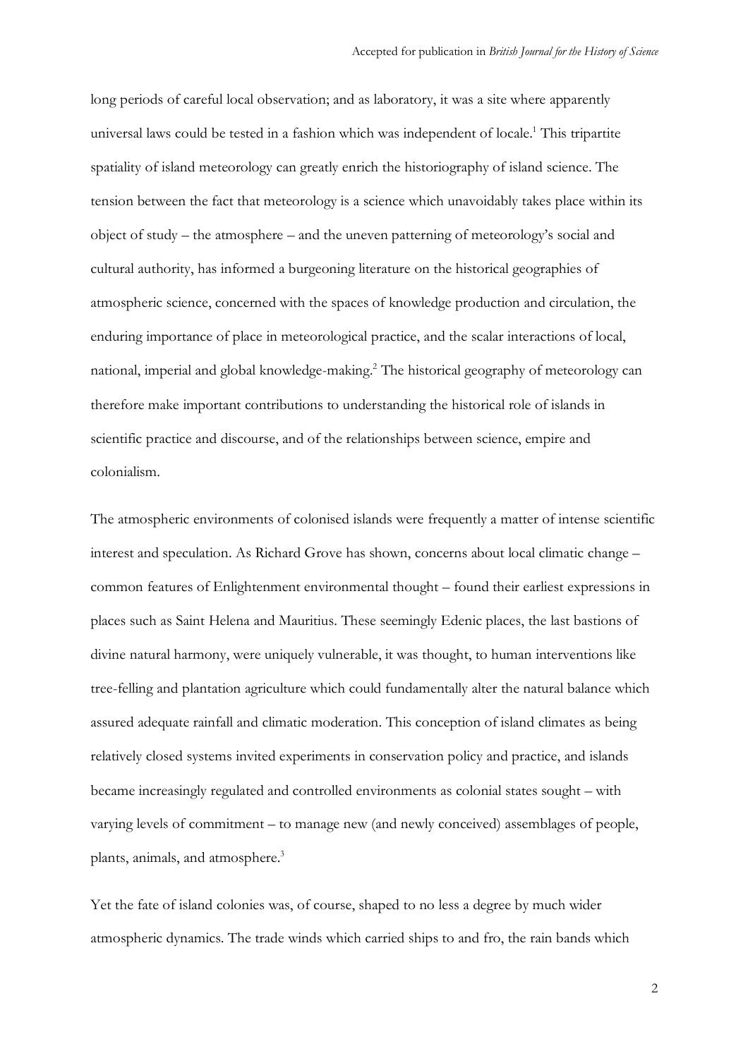long periods of careful local observation; and as laboratory, it was a site where apparently universal laws could be tested in a fashion which was independent of locale.[1] This tripartite spatiality of island meteorology can greatly enrich the historiography of island science. The tension between the fact that meteorology is a science which unavoidably takes place within its object of study – the atmosphere – and the uneven patterning of meteorology's social and cultural authority, has informed a burgeoning literature on the historical geographies of atmospheric science, concerned with the spaces of knowledge production and circulation, the enduring importance of place in meteorological practice, and the scalar interactions of local, national, imperial and global knowledge-making.[2] The historical geography of meteorology can therefore make important contributions to understanding the historical role of islands in scientific practice and discourse, and of the relationships between science, empire and colonialism.

The atmospheric environments of colonised islands were frequently a matter of intense scientific interest and speculation. As Richard Grove has shown, concerns about local climatic change – common features of Enlightenment environmental thought – found their earliest expressions in places such as Saint Helena and Mauritius. These seemingly Edenic places, the last bastions of divine natural harmony, were uniquely vulnerable, it was thought, to human interventions like tree-felling and plantation agriculture which could fundamentally alter the natural balance which assured adequate rainfall and climatic moderation. This conception of island climates as being relatively closed systems invited experiments in conservation policy and practice, and islands became increasingly regulated and controlled environments as colonial states sought – with varying levels of commitment – to manage new (and newly conceived) assemblages of people, plants, animals, and atmosphere.[3]

Yet the fate of island colonies was, of course, shaped to no less a degree by much wider atmospheric dynamics. The trade winds which carried ships to and fro, the rain bands which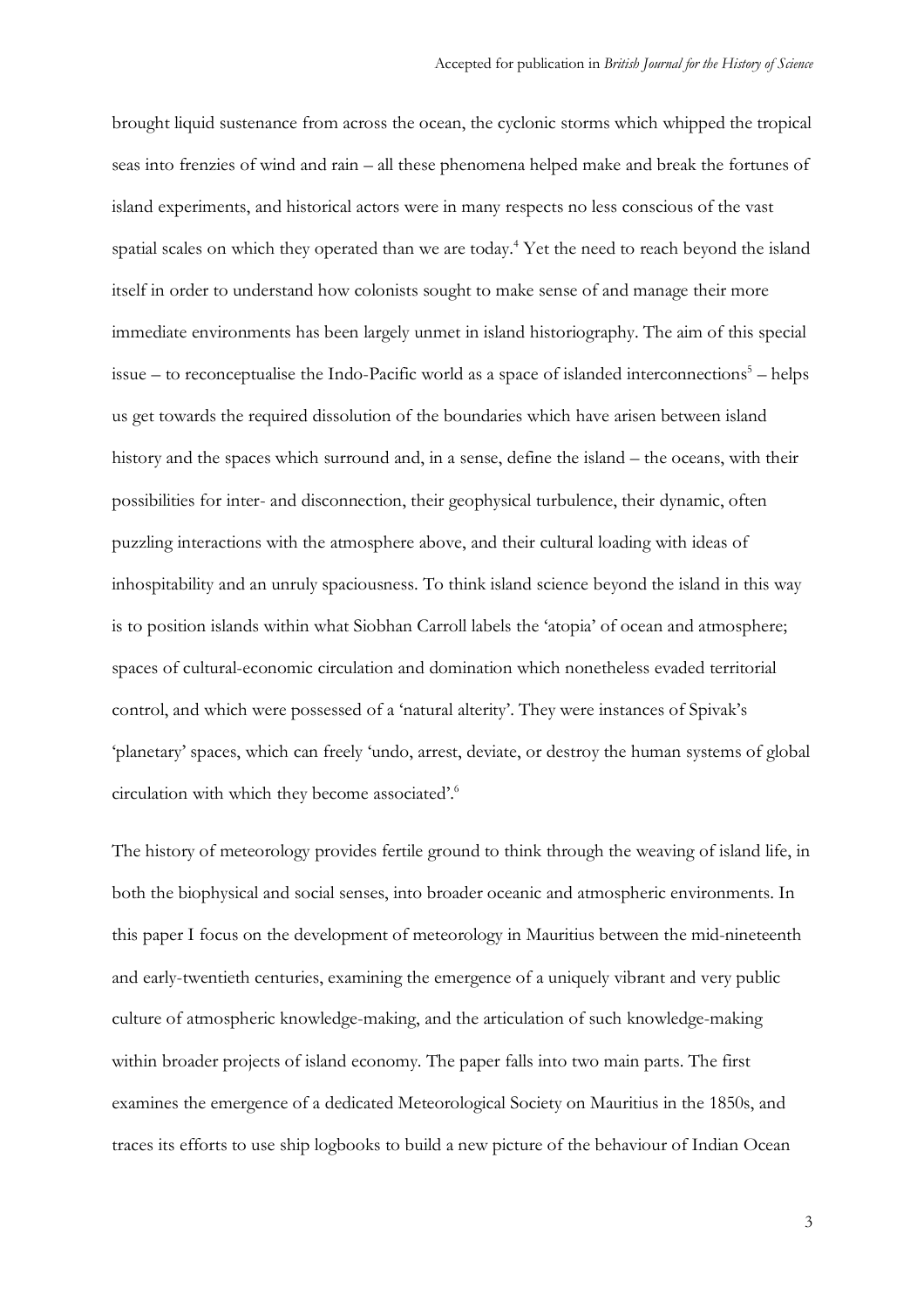brought liquid sustenance from across the ocean, the cyclonic storms which whipped the tropical seas into frenzies of wind and rain – all these phenomena helped make and break the fortunes of island experiments, and historical actors were in many respects no less conscious of the vast spatial scales on which they operated than we are today.[4] Yet the need to reach beyond the island itself in order to understand how colonists sought to make sense of and manage their more immediate environments has been largely unmet in island historiography. The aim of this special issue – to reconceptualise the Indo-Pacific world as a space of islanded interconnections[5] – helps us get towards the required dissolution of the boundaries which have arisen between island history and the spaces which surround and, in a sense, define the island – the oceans, with their possibilities for inter- and disconnection, their geophysical turbulence, their dynamic, often puzzling interactions with the atmosphere above, and their cultural loading with ideas of inhospitability and an unruly spaciousness. To think island science beyond the island in this way is to position islands within what Siobhan Carroll labels the 'atopia' of ocean and atmosphere; spaces of cultural-economic circulation and domination which nonetheless evaded territorial control, and which were possessed of a 'natural alterity'. They were instances of Spivak's 'planetary' spaces, which can freely 'undo, arrest, deviate, or destroy the human systems of global circulation with which they become associated'.[6]

The history of meteorology provides fertile ground to think through the weaving of island life, in both the biophysical and social senses, into broader oceanic and atmospheric environments. In this paper I focus on the development of meteorology in Mauritius between the mid-nineteenth and early-twentieth centuries, examining the emergence of a uniquely vibrant and very public culture of atmospheric knowledge-making, and the articulation of such knowledge-making within broader projects of island economy. The paper falls into two main parts. The first examines the emergence of a dedicated Meteorological Society on Mauritius in the 1850s, and traces its efforts to use ship logbooks to build a new picture of the behaviour of Indian Ocean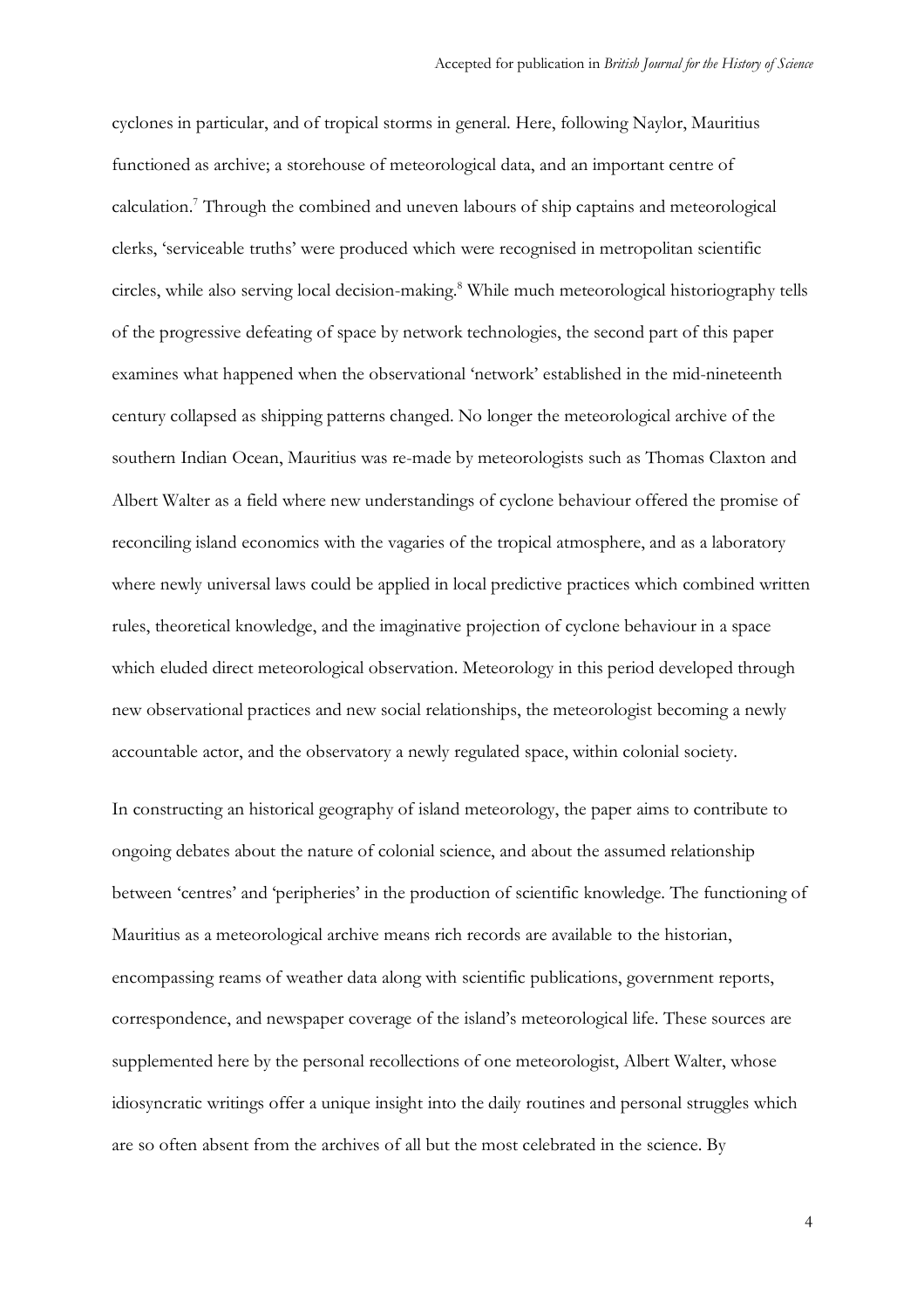cyclones in particular, and of tropical storms in general. Here, following Naylor, Mauritius functioned as archive; a storehouse of meteorological data, and an important centre of calculation.[7] Through the combined and uneven labours of ship captains and meteorological clerks, 'serviceable truths' were produced which were recognised in metropolitan scientific circles, while also serving local decision-making.[8] While much meteorological historiography tells of the progressive defeating of space by network technologies, the second part of this paper examines what happened when the observational 'network' established in the mid-nineteenth century collapsed as shipping patterns changed. No longer the meteorological archive of the southern Indian Ocean, Mauritius was re-made by meteorologists such as Thomas Claxton and Albert Walter as a field where new understandings of cyclone behaviour offered the promise of reconciling island economics with the vagaries of the tropical atmosphere, and as a laboratory where newly universal laws could be applied in local predictive practices which combined written rules, theoretical knowledge, and the imaginative projection of cyclone behaviour in a space which eluded direct meteorological observation. Meteorology in this period developed through new observational practices and new social relationships, the meteorologist becoming a newly accountable actor, and the observatory a newly regulated space, within colonial society.

In constructing an historical geography of island meteorology, the paper aims to contribute to ongoing debates about the nature of colonial science, and about the assumed relationship between 'centres' and 'peripheries' in the production of scientific knowledge. The functioning of Mauritius as a meteorological archive means rich records are available to the historian, encompassing reams of weather data along with scientific publications, government reports, correspondence, and newspaper coverage of the island's meteorological life. These sources are supplemented here by the personal recollections of one meteorologist, Albert Walter, whose idiosyncratic writings offer a unique insight into the daily routines and personal struggles which are so often absent from the archives of all but the most celebrated in the science. By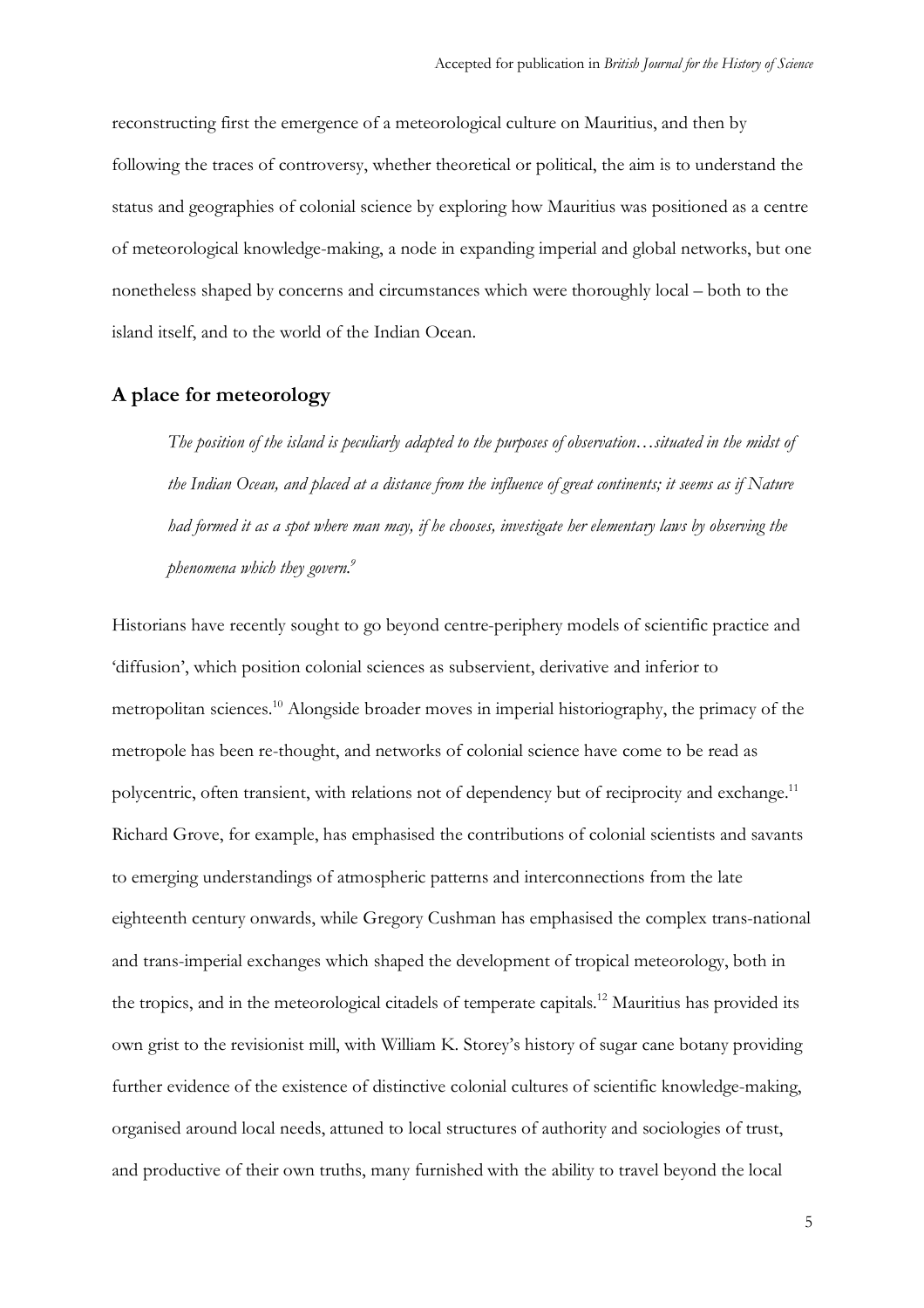reconstructing first the emergence of a meteorological culture on Mauritius, and then by following the traces of controversy, whether theoretical or political, the aim is to understand the status and geographies of colonial science by exploring how Mauritius was positioned as a centre of meteorological knowledge-making, a node in expanding imperial and global networks, but one nonetheless shaped by concerns and circumstances which were thoroughly local – both to the island itself, and to the world of the Indian Ocean.

## A place for meteorology

> *The position of the island is peculiarly adapted to the purposes of observation…situated in the midst of the Indian Ocean, and placed at a distance from the influence of great continents; it seems as if Nature had formed it as a spot where man may, if he chooses, investigate her elementary laws by observing the phenomena which they govern.*[9]

Historians have recently sought to go beyond centre-periphery models of scientific practice and 'diffusion', which position colonial sciences as subservient, derivative and inferior to metropolitan sciences.[10] Alongside broader moves in imperial historiography, the primacy of the metropole has been re-thought, and networks of colonial science have come to be read as polycentric, often transient, with relations not of dependency but of reciprocity and exchange.[11] Richard Grove, for example, has emphasised the contributions of colonial scientists and savants to emerging understandings of atmospheric patterns and interconnections from the late eighteenth century onwards, while Gregory Cushman has emphasised the complex trans-national and trans-imperial exchanges which shaped the development of tropical meteorology, both in the tropics, and in the meteorological citadels of temperate capitals.[12] Mauritius has provided its own grist to the revisionist mill, with William K. Storey's history of sugar cane botany providing further evidence of the existence of distinctive colonial cultures of scientific knowledge-making, organised around local needs, attuned to local structures of authority and sociologies of trust, and productive of their own truths, many furnished with the ability to travel beyond the local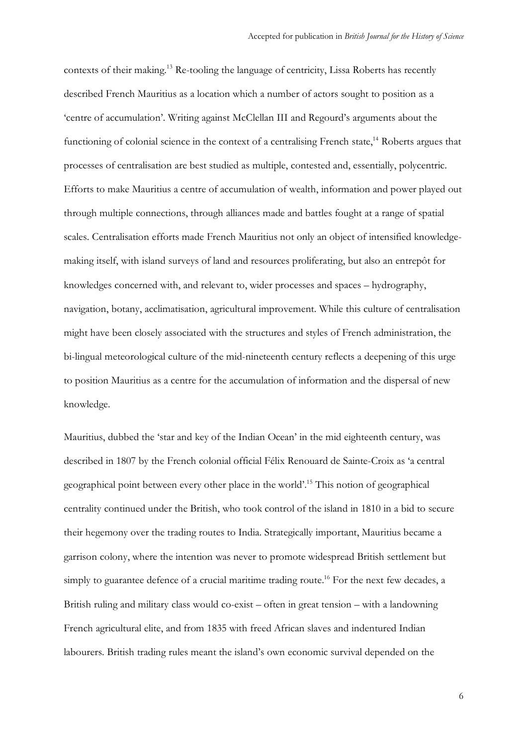contexts of their making.[13] Re-tooling the language of centricity, Lissa Roberts has recently described French Mauritius as a location which a number of actors sought to position as a 'centre of accumulation'. Writing against McClellan III and Regourd's arguments about the functioning of colonial science in the context of a centralising French state,[14] Roberts argues that processes of centralisation are best studied as multiple, contested and, essentially, polycentric. Efforts to make Mauritius a centre of accumulation of wealth, information and power played out through multiple connections, through alliances made and battles fought at a range of spatial scales. Centralisation efforts made French Mauritius not only an object of intensified knowledge-making itself, with island surveys of land and resources proliferating, but also an entrepôt for knowledges concerned with, and relevant to, wider processes and spaces – hydrography, navigation, botany, acclimatisation, agricultural improvement. While this culture of centralisation might have been closely associated with the structures and styles of French administration, the bi-lingual meteorological culture of the mid-nineteenth century reflects a deepening of this urge to position Mauritius as a centre for the accumulation of information and the dispersal of new knowledge.

Mauritius, dubbed the 'star and key of the Indian Ocean' in the mid eighteenth century, was described in 1807 by the French colonial official Félix Renouard de Sainte-Croix as 'a central geographical point between every other place in the world'.[15] This notion of geographical centrality continued under the British, who took control of the island in 1810 in a bid to secure their hegemony over the trading routes to India. Strategically important, Mauritius became a garrison colony, where the intention was never to promote widespread British settlement but simply to guarantee defence of a crucial maritime trading route.[16] For the next few decades, a British ruling and military class would co-exist – often in great tension – with a landowning French agricultural elite, and from 1835 with freed African slaves and indentured Indian labourers. British trading rules meant the island's own economic survival depended on the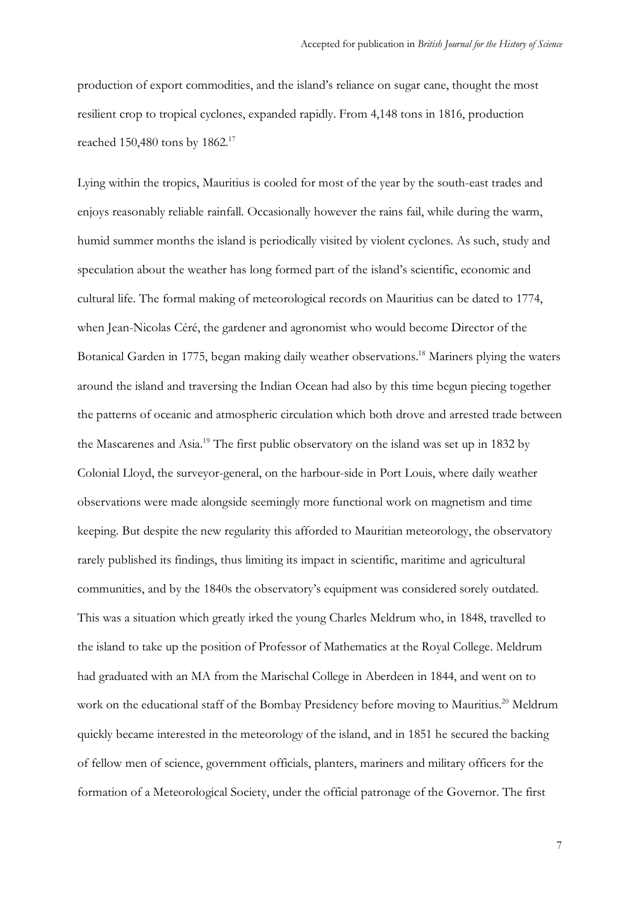production of export commodities, and the island's reliance on sugar cane, thought the most resilient crop to tropical cyclones, expanded rapidly. From 4,148 tons in 1816, production reached 150,480 tons by 1862.[17]

Lying within the tropics, Mauritius is cooled for most of the year by the south-east trades and enjoys reasonably reliable rainfall. Occasionally however the rains fail, while during the warm, humid summer months the island is periodically visited by violent cyclones. As such, study and speculation about the weather has long formed part of the island's scientific, economic and cultural life. The formal making of meteorological records on Mauritius can be dated to 1774, when Jean-Nicolas Céré, the gardener and agronomist who would become Director of the Botanical Garden in 1775, began making daily weather observations.[18] Mariners plying the waters around the island and traversing the Indian Ocean had also by this time begun piecing together the patterns of oceanic and atmospheric circulation which both drove and arrested trade between the Mascarenes and Asia.[19] The first public observatory on the island was set up in 1832 by Colonial Lloyd, the surveyor-general, on the harbour-side in Port Louis, where daily weather observations were made alongside seemingly more functional work on magnetism and time keeping. But despite the new regularity this afforded to Mauritian meteorology, the observatory rarely published its findings, thus limiting its impact in scientific, maritime and agricultural communities, and by the 1840s the observatory's equipment was considered sorely outdated. This was a situation which greatly irked the young Charles Meldrum who, in 1848, travelled to the island to take up the position of Professor of Mathematics at the Royal College. Meldrum had graduated with an MA from the Marischal College in Aberdeen in 1844, and went on to work on the educational staff of the Bombay Presidency before moving to Mauritius.[20] Meldrum quickly became interested in the meteorology of the island, and in 1851 he secured the backing of fellow men of science, government officials, planters, mariners and military officers for the formation of a Meteorological Society, under the official patronage of the Governor. The first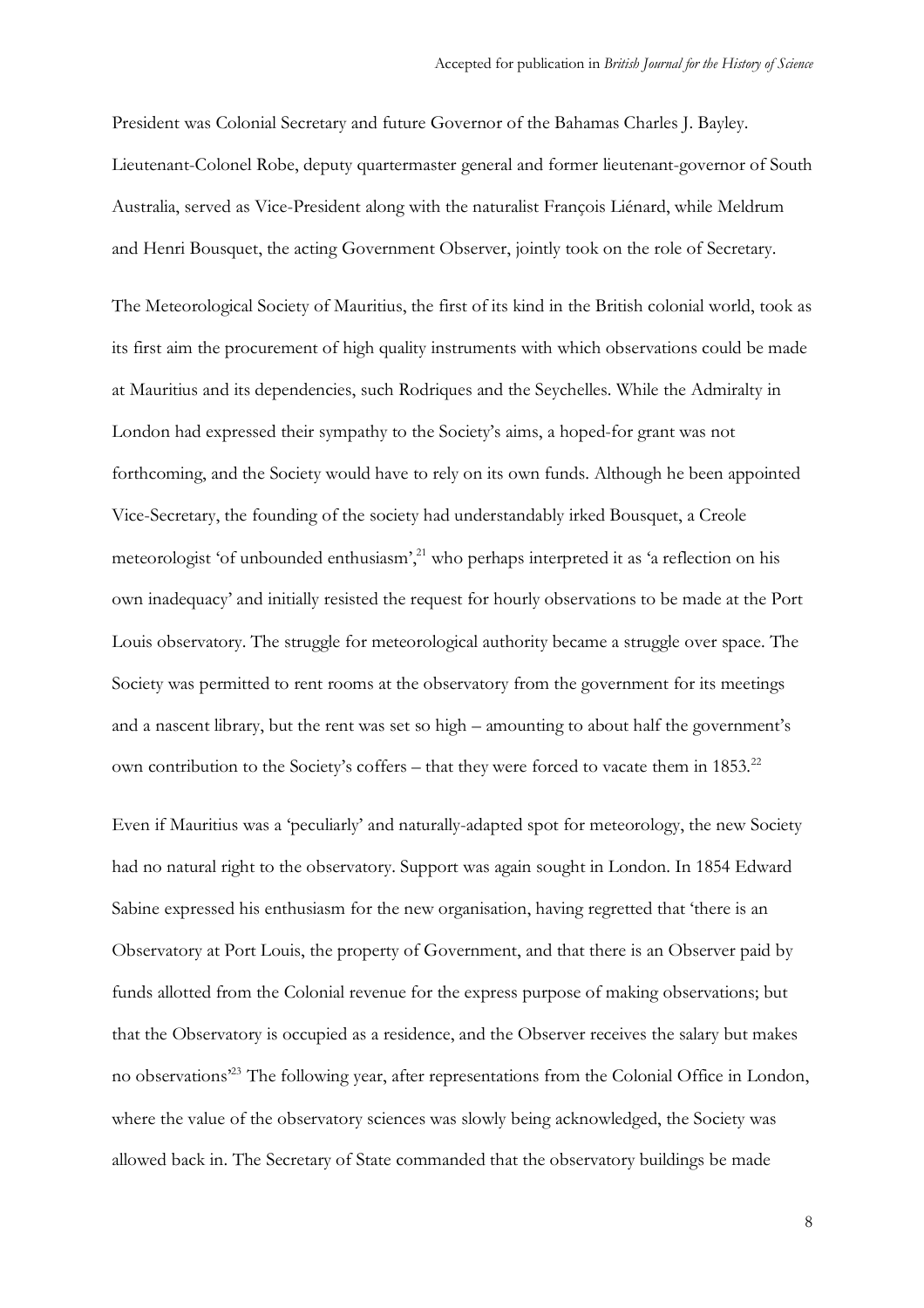President was Colonial Secretary and future Governor of the Bahamas Charles J. Bayley. Lieutenant-Colonel Robe, deputy quartermaster general and former lieutenant-governor of South Australia, served as Vice-President along with the naturalist François Liénard, while Meldrum and Henri Bousquet, the acting Government Observer, jointly took on the role of Secretary.

The Meteorological Society of Mauritius, the first of its kind in the British colonial world, took as its first aim the procurement of high quality instruments with which observations could be made at Mauritius and its dependencies, such Rodriques and the Seychelles. While the Admiralty in London had expressed their sympathy to the Society's aims, a hoped-for grant was not forthcoming, and the Society would have to rely on its own funds. Although he been appointed Vice-Secretary, the founding of the society had understandably irked Bousquet, a Creole meteorologist 'of unbounded enthusiasm',[21] who perhaps interpreted it as 'a reflection on his own inadequacy' and initially resisted the request for hourly observations to be made at the Port Louis observatory. The struggle for meteorological authority became a struggle over space. The Society was permitted to rent rooms at the observatory from the government for its meetings and a nascent library, but the rent was set so high – amounting to about half the government's own contribution to the Society's coffers – that they were forced to vacate them in 1853.[22]

Even if Mauritius was a 'peculiarly' and naturally-adapted spot for meteorology, the new Society had no natural right to the observatory. Support was again sought in London. In 1854 Edward Sabine expressed his enthusiasm for the new organisation, having regretted that 'there is an Observatory at Port Louis, the property of Government, and that there is an Observer paid by funds allotted from the Colonial revenue for the express purpose of making observations; but that the Observatory is occupied as a residence, and the Observer receives the salary but makes no observations'[23] The following year, after representations from the Colonial Office in London, where the value of the observatory sciences was slowly being acknowledged, the Society was allowed back in. The Secretary of State commanded that the observatory buildings be made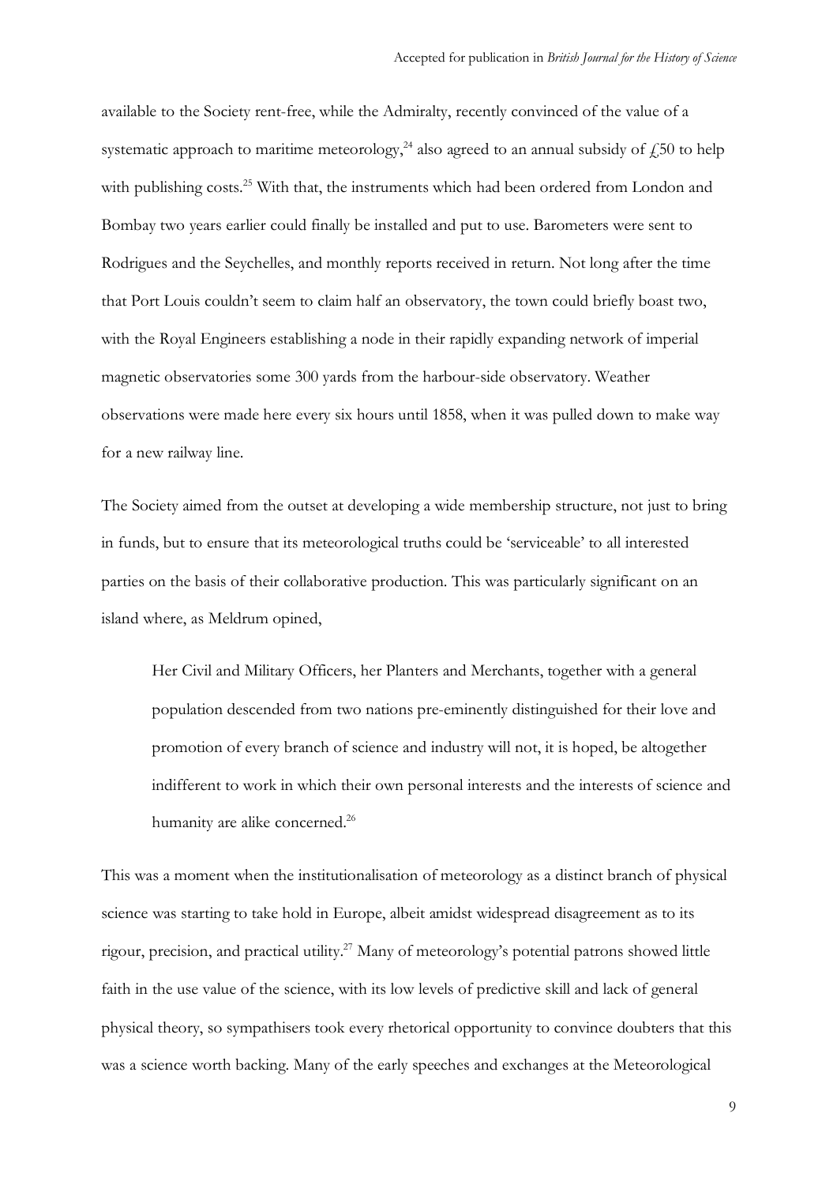available to the Society rent-free, while the Admiralty, recently convinced of the value of a systematic approach to maritime meteorology,[24] also agreed to an annual subsidy of £50 to help with publishing costs.[25] With that, the instruments which had been ordered from London and Bombay two years earlier could finally be installed and put to use. Barometers were sent to Rodrigues and the Seychelles, and monthly reports received in return. Not long after the time that Port Louis couldn't seem to claim half an observatory, the town could briefly boast two, with the Royal Engineers establishing a node in their rapidly expanding network of imperial magnetic observatories some 300 yards from the harbour-side observatory. Weather observations were made here every six hours until 1858, when it was pulled down to make way for a new railway line.

The Society aimed from the outset at developing a wide membership structure, not just to bring in funds, but to ensure that its meteorological truths could be 'serviceable' to all interested parties on the basis of their collaborative production. This was particularly significant on an island where, as Meldrum opined,

> Her Civil and Military Officers, her Planters and Merchants, together with a general population descended from two nations pre-eminently distinguished for their love and promotion of every branch of science and industry will not, it is hoped, be altogether indifferent to work in which their own personal interests and the interests of science and humanity are alike concerned.[26]

This was a moment when the institutionalisation of meteorology as a distinct branch of physical science was starting to take hold in Europe, albeit amidst widespread disagreement as to its rigour, precision, and practical utility.[27] Many of meteorology's potential patrons showed little faith in the use value of the science, with its low levels of predictive skill and lack of general physical theory, so sympathisers took every rhetorical opportunity to convince doubters that this was a science worth backing. Many of the early speeches and exchanges at the Meteorological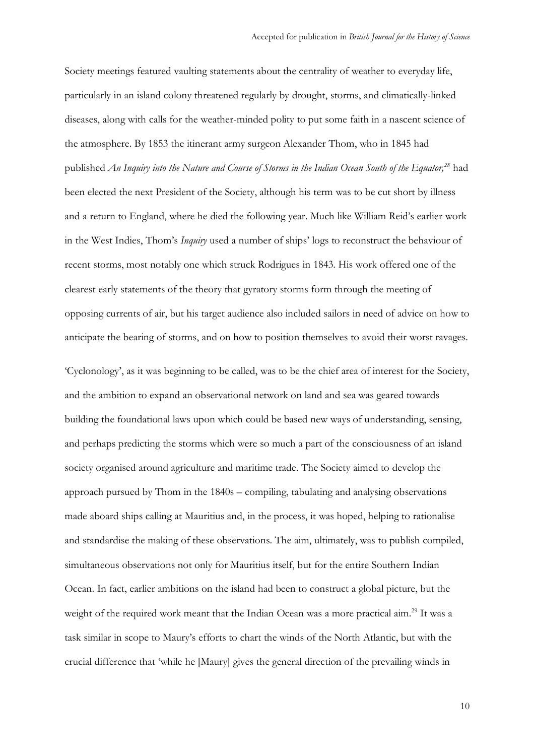Society meetings featured vaulting statements about the centrality of weather to everyday life, particularly in an island colony threatened regularly by drought, storms, and climatically-linked diseases, along with calls for the weather-minded polity to put some faith in a nascent science of the atmosphere. By 1853 the itinerant army surgeon Alexander Thom, who in 1845 had published *An Inquiry into the Nature and Course of Storms in the Indian Ocean South of the Equator,*[28] had been elected the next President of the Society, although his term was to be cut short by illness and a return to England, where he died the following year. Much like William Reid's earlier work in the West Indies, Thom's *Inquiry* used a number of ships' logs to reconstruct the behaviour of recent storms, most notably one which struck Rodrigues in 1843. His work offered one of the clearest early statements of the theory that gyratory storms form through the meeting of opposing currents of air, but his target audience also included sailors in need of advice on how to anticipate the bearing of storms, and on how to position themselves to avoid their worst ravages.

'Cyclonology', as it was beginning to be called, was to be the chief area of interest for the Society, and the ambition to expand an observational network on land and sea was geared towards building the foundational laws upon which could be based new ways of understanding, sensing, and perhaps predicting the storms which were so much a part of the consciousness of an island society organised around agriculture and maritime trade. The Society aimed to develop the approach pursued by Thom in the 1840s – compiling, tabulating and analysing observations made aboard ships calling at Mauritius and, in the process, it was hoped, helping to rationalise and standardise the making of these observations. The aim, ultimately, was to publish compiled, simultaneous observations not only for Mauritius itself, but for the entire Southern Indian Ocean. In fact, earlier ambitions on the island had been to construct a global picture, but the weight of the required work meant that the Indian Ocean was a more practical aim.[29] It was a task similar in scope to Maury's efforts to chart the winds of the North Atlantic, but with the crucial difference that 'while he [Maury] gives the general direction of the prevailing winds in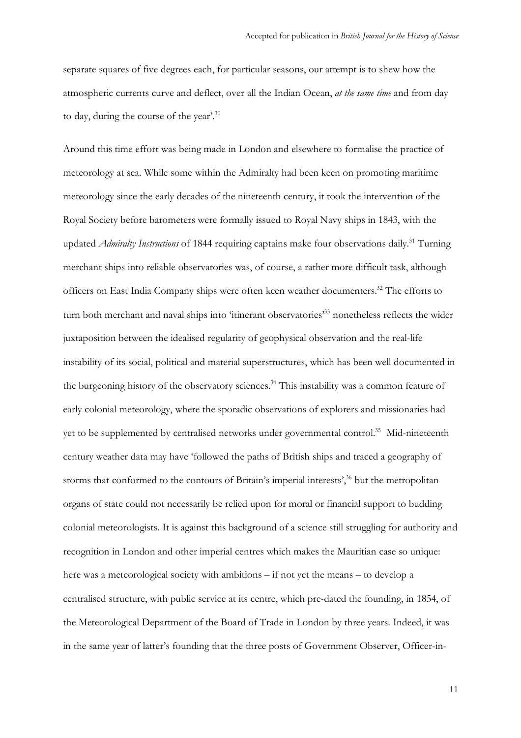separate squares of five degrees each, for particular seasons, our attempt is to shew how the atmospheric currents curve and deflect, over all the Indian Ocean, *at the same time* and from day to day, during the course of the year'.[30]

Around this time effort was being made in London and elsewhere to formalise the practice of meteorology at sea. While some within the Admiralty had been keen on promoting maritime meteorology since the early decades of the nineteenth century, it took the intervention of the Royal Society before barometers were formally issued to Royal Navy ships in 1843, with the updated *Admiralty Instructions* of 1844 requiring captains make four observations daily.[31] Turning merchant ships into reliable observatories was, of course, a rather more difficult task, although officers on East India Company ships were often keen weather documenters.[32] The efforts to turn both merchant and naval ships into 'itinerant observatories'[33] nonetheless reflects the wider juxtaposition between the idealised regularity of geophysical observation and the real-life instability of its social, political and material superstructures, which has been well documented in the burgeoning history of the observatory sciences.[34] This instability was a common feature of early colonial meteorology, where the sporadic observations of explorers and missionaries had yet to be supplemented by centralised networks under governmental control.[35] Mid-nineteenth century weather data may have 'followed the paths of British ships and traced a geography of storms that conformed to the contours of Britain's imperial interests',[36] but the metropolitan organs of state could not necessarily be relied upon for moral or financial support to budding colonial meteorologists. It is against this background of a science still struggling for authority and recognition in London and other imperial centres which makes the Mauritian case so unique: here was a meteorological society with ambitions – if not yet the means – to develop a centralised structure, with public service at its centre, which pre-dated the founding, in 1854, of the Meteorological Department of the Board of Trade in London by three years. Indeed, it was in the same year of latter's founding that the three posts of Government Observer, Officer-in-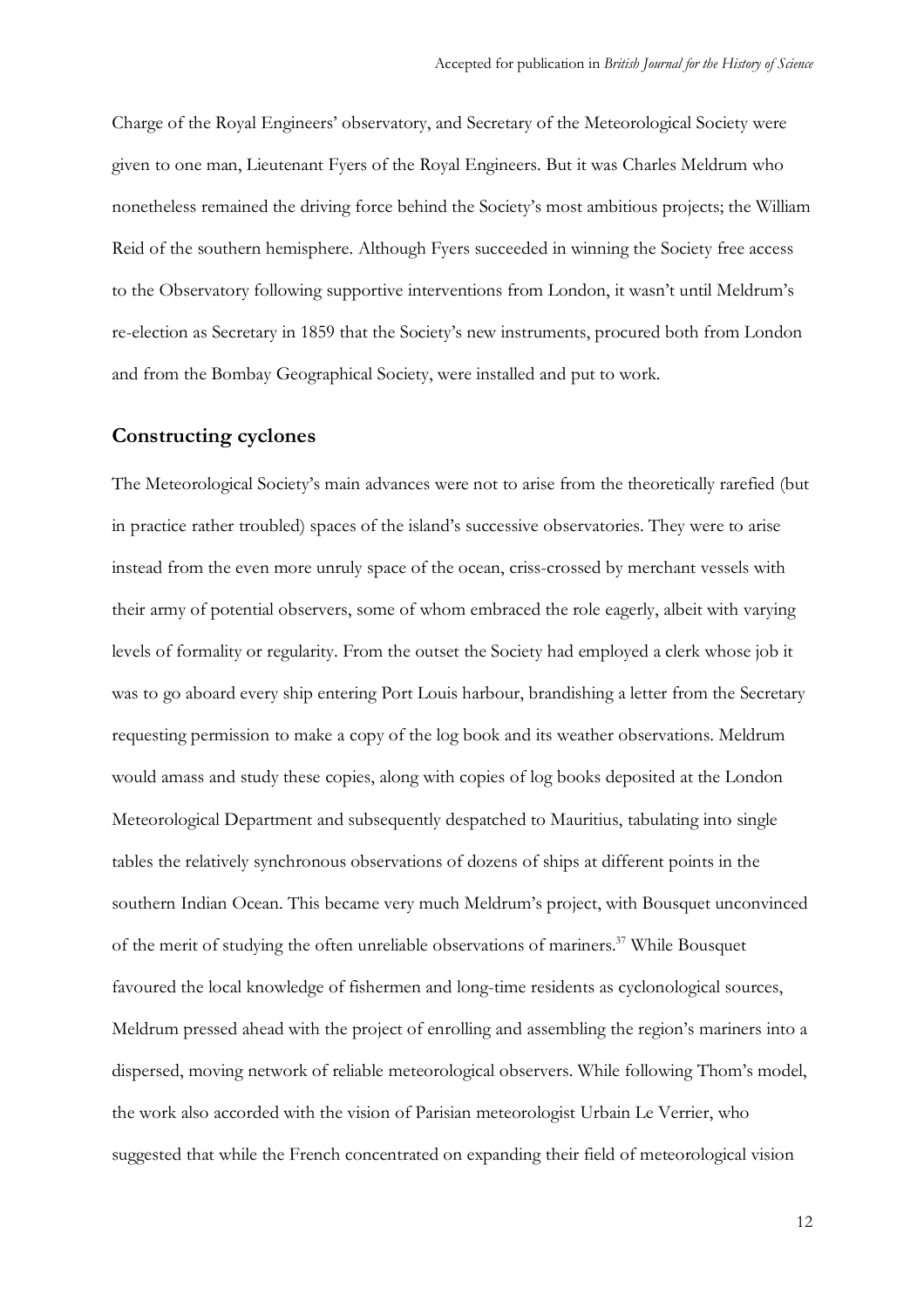Charge of the Royal Engineers' observatory, and Secretary of the Meteorological Society were given to one man, Lieutenant Fyers of the Royal Engineers. But it was Charles Meldrum who nonetheless remained the driving force behind the Society's most ambitious projects; the William Reid of the southern hemisphere. Although Fyers succeeded in winning the Society free access to the Observatory following supportive interventions from London, it wasn't until Meldrum's re-election as Secretary in 1859 that the Society's new instruments, procured both from London and from the Bombay Geographical Society, were installed and put to work.

## Constructing cyclones

The Meteorological Society's main advances were not to arise from the theoretically rarefied (but in practice rather troubled) spaces of the island's successive observatories. They were to arise instead from the even more unruly space of the ocean, criss-crossed by merchant vessels with their army of potential observers, some of whom embraced the role eagerly, albeit with varying levels of formality or regularity. From the outset the Society had employed a clerk whose job it was to go aboard every ship entering Port Louis harbour, brandishing a letter from the Secretary requesting permission to make a copy of the log book and its weather observations. Meldrum would amass and study these copies, along with copies of log books deposited at the London Meteorological Department and subsequently despatched to Mauritius, tabulating into single tables the relatively synchronous observations of dozens of ships at different points in the southern Indian Ocean. This became very much Meldrum's project, with Bousquet unconvinced of the merit of studying the often unreliable observations of mariners.[37] While Bousquet favoured the local knowledge of fishermen and long-time residents as cyclonological sources, Meldrum pressed ahead with the project of enrolling and assembling the region's mariners into a dispersed, moving network of reliable meteorological observers. While following Thom's model, the work also accorded with the vision of Parisian meteorologist Urbain Le Verrier, who suggested that while the French concentrated on expanding their field of meteorological vision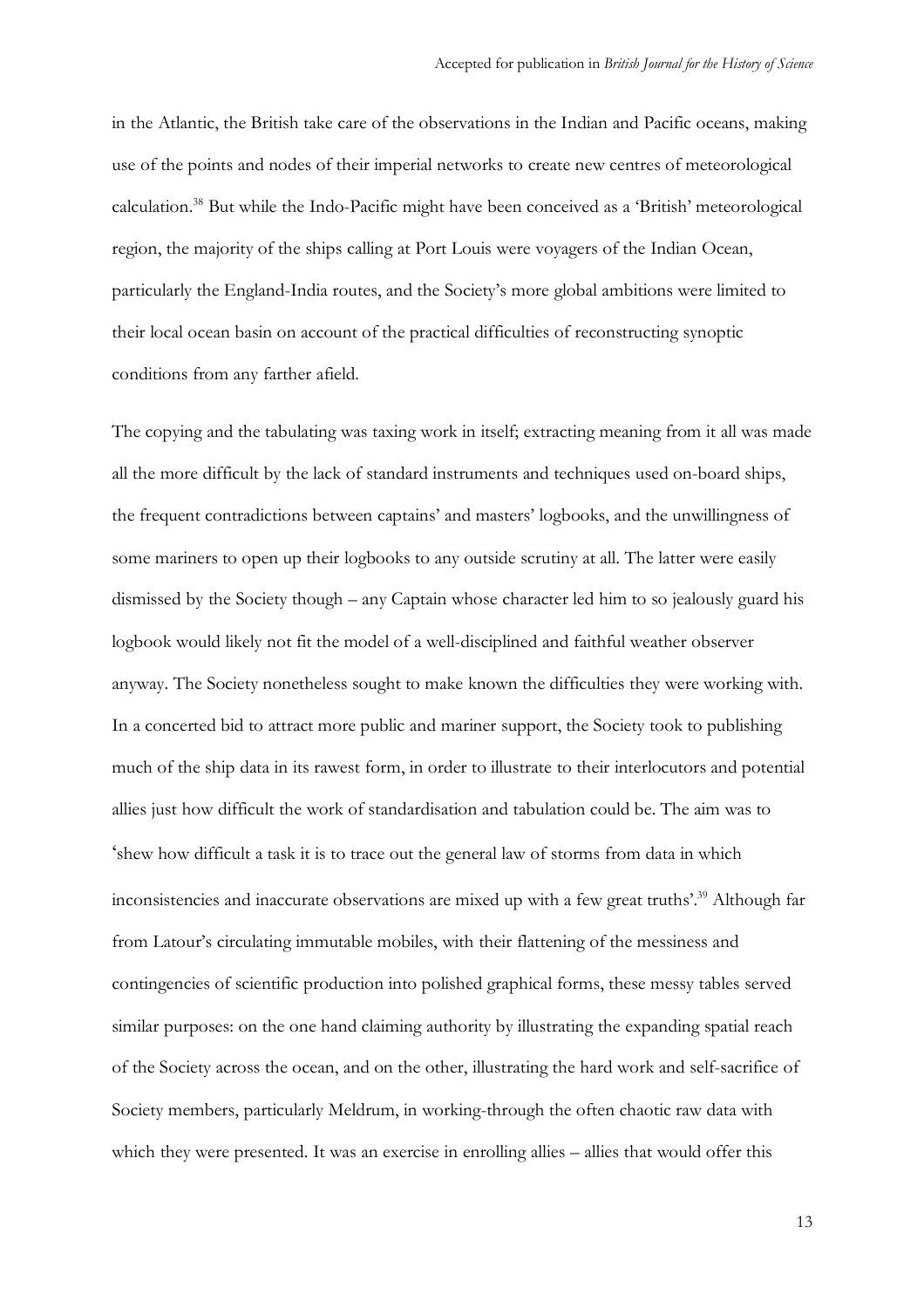in the Atlantic, the British take care of the observations in the Indian and Pacific oceans, making use of the points and nodes of their imperial networks to create new centres of meteorological calculation.[38] But while the Indo-Pacific might have been conceived as a 'British' meteorological region, the majority of the ships calling at Port Louis were voyagers of the Indian Ocean, particularly the England-India routes, and the Society's more global ambitions were limited to their local ocean basin on account of the practical difficulties of reconstructing synoptic conditions from any farther afield.

The copying and the tabulating was taxing work in itself; extracting meaning from it all was made all the more difficult by the lack of standard instruments and techniques used on-board ships, the frequent contradictions between captains' and masters' logbooks, and the unwillingness of some mariners to open up their logbooks to any outside scrutiny at all. The latter were easily dismissed by the Society though – any Captain whose character led him to so jealously guard his logbook would likely not fit the model of a well-disciplined and faithful weather observer anyway. The Society nonetheless sought to make known the difficulties they were working with. In a concerted bid to attract more public and mariner support, the Society took to publishing much of the ship data in its rawest form, in order to illustrate to their interlocutors and potential allies just how difficult the work of standardisation and tabulation could be. The aim was to 'shew how difficult a task it is to trace out the general law of storms from data in which inconsistencies and inaccurate observations are mixed up with a few great truths'.[39] Although far from Latour's circulating immutable mobiles, with their flattening of the messiness and contingencies of scientific production into polished graphical forms, these messy tables served similar purposes: on the one hand claiming authority by illustrating the expanding spatial reach of the Society across the ocean, and on the other, illustrating the hard work and self-sacrifice of Society members, particularly Meldrum, in working-through the often chaotic raw data with which they were presented. It was an exercise in enrolling allies – allies that would offer this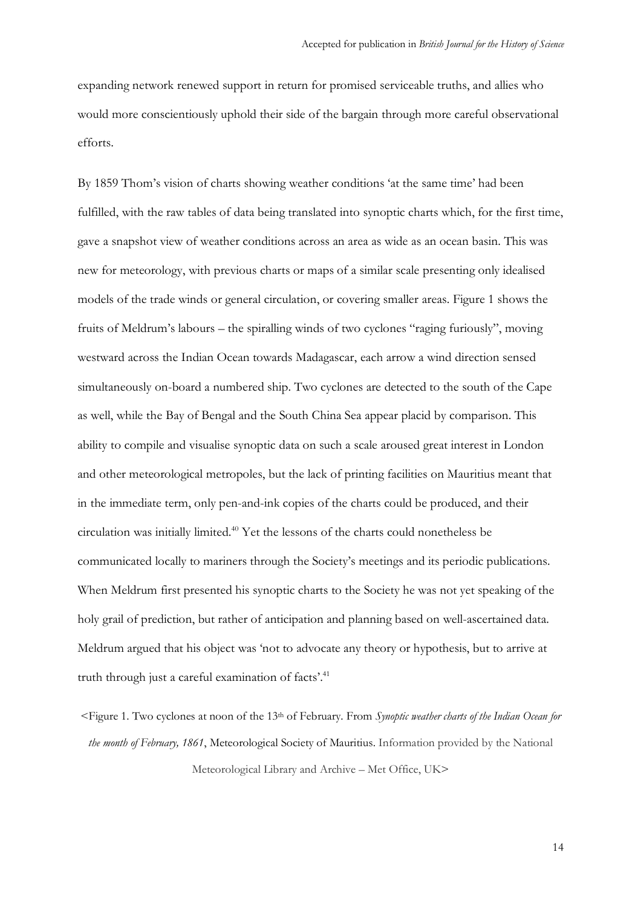expanding network renewed support in return for promised serviceable truths, and allies who would more conscientiously uphold their side of the bargain through more careful observational efforts.

By 1859 Thom's vision of charts showing weather conditions 'at the same time' had been fulfilled, with the raw tables of data being translated into synoptic charts which, for the first time, gave a snapshot view of weather conditions across an area as wide as an ocean basin. This was new for meteorology, with previous charts or maps of a similar scale presenting only idealised models of the trade winds or general circulation, or covering smaller areas. Figure 1 shows the fruits of Meldrum's labours – the spiralling winds of two cyclones "raging furiously", moving westward across the Indian Ocean towards Madagascar, each arrow a wind direction sensed simultaneously on-board a numbered ship. Two cyclones are detected to the south of the Cape as well, while the Bay of Bengal and the South China Sea appear placid by comparison. This ability to compile and visualise synoptic data on such a scale aroused great interest in London and other meteorological metropoles, but the lack of printing facilities on Mauritius meant that in the immediate term, only pen-and-ink copies of the charts could be produced, and their circulation was initially limited.[40] Yet the lessons of the charts could nonetheless be communicated locally to mariners through the Society's meetings and its periodic publications. When Meldrum first presented his synoptic charts to the Society he was not yet speaking of the holy grail of prediction, but rather of anticipation and planning based on well-ascertained data. Meldrum argued that his object was 'not to advocate any theory or hypothesis, but to arrive at truth through just a careful examination of facts'.[41]

<Figure 1. Two cyclones at noon of the 13th of February. From *Synoptic weather charts of the Indian Ocean for the month of February, 1861*, Meteorological Society of Mauritius. Information provided by the National Meteorological Library and Archive – Met Office, UK>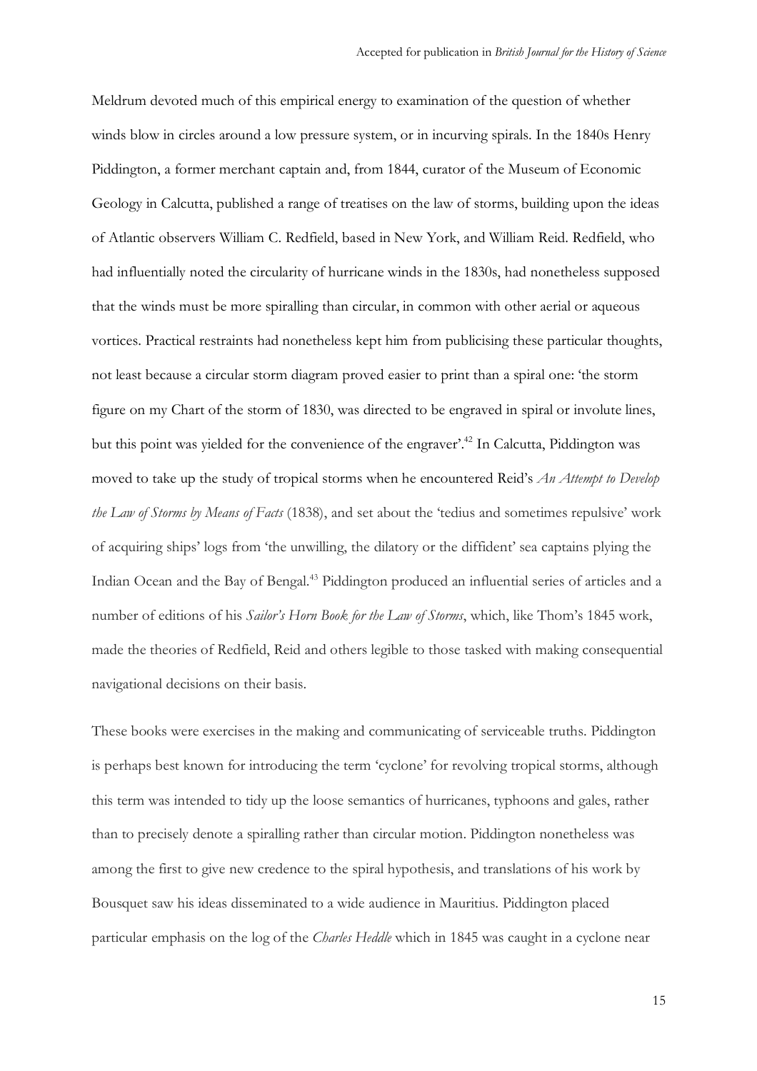Meldrum devoted much of this empirical energy to examination of the question of whether winds blow in circles around a low pressure system, or in incurving spirals. In the 1840s Henry Piddington, a former merchant captain and, from 1844, curator of the Museum of Economic Geology in Calcutta, published a range of treatises on the law of storms, building upon the ideas of Atlantic observers William C. Redfield, based in New York, and William Reid. Redfield, who had influentially noted the circularity of hurricane winds in the 1830s, had nonetheless supposed that the winds must be more spiralling than circular, in common with other aerial or aqueous vortices. Practical restraints had nonetheless kept him from publicising these particular thoughts, not least because a circular storm diagram proved easier to print than a spiral one: 'the storm figure on my Chart of the storm of 1830, was directed to be engraved in spiral or involute lines, but this point was yielded for the convenience of the engraver'.[42] In Calcutta, Piddington was moved to take up the study of tropical storms when he encountered Reid's *An Attempt to Develop the Law of Storms by Means of Facts* (1838), and set about the 'tedius and sometimes repulsive' work of acquiring ships' logs from 'the unwilling, the dilatory or the diffident' sea captains plying the Indian Ocean and the Bay of Bengal.[43] Piddington produced an influential series of articles and a number of editions of his *Sailor's Horn Book for the Law of Storms*, which, like Thom's 1845 work, made the theories of Redfield, Reid and others legible to those tasked with making consequential navigational decisions on their basis.

These books were exercises in the making and communicating of serviceable truths. Piddington is perhaps best known for introducing the term 'cyclone' for revolving tropical storms, although this term was intended to tidy up the loose semantics of hurricanes, typhoons and gales, rather than to precisely denote a spiralling rather than circular motion. Piddington nonetheless was among the first to give new credence to the spiral hypothesis, and translations of his work by Bousquet saw his ideas disseminated to a wide audience in Mauritius. Piddington placed particular emphasis on the log of the *Charles Heddle* which in 1845 was caught in a cyclone near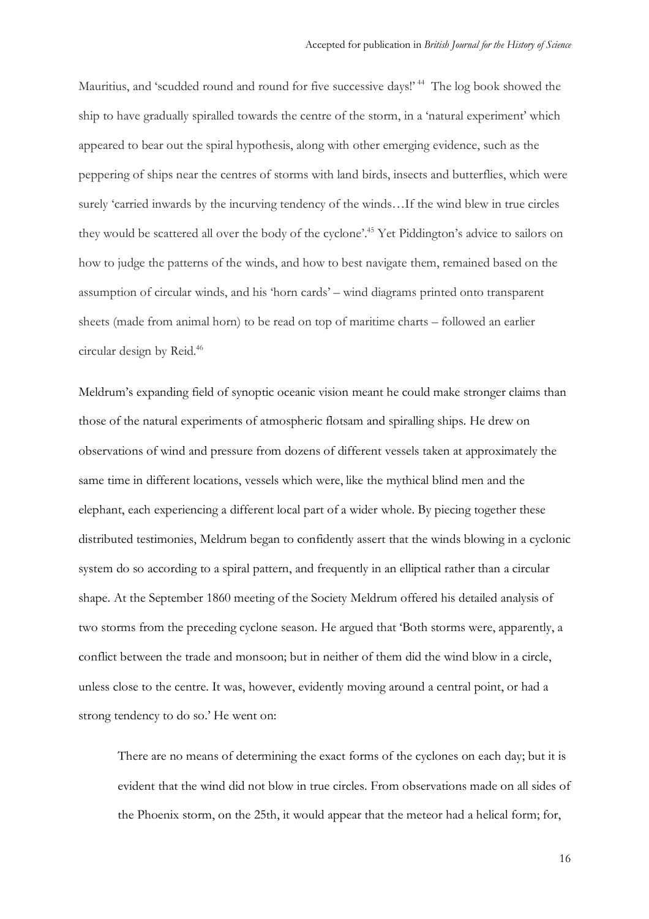Mauritius, and 'scudded round and round for five successive days!'[44] The log book showed the ship to have gradually spiralled towards the centre of the storm, in a 'natural experiment' which appeared to bear out the spiral hypothesis, along with other emerging evidence, such as the peppering of ships near the centres of storms with land birds, insects and butterflies, which were surely 'carried inwards by the incurving tendency of the winds…If the wind blew in true circles they would be scattered all over the body of the cyclone'.[45] Yet Piddington's advice to sailors on how to judge the patterns of the winds, and how to best navigate them, remained based on the assumption of circular winds, and his 'horn cards' – wind diagrams printed onto transparent sheets (made from animal horn) to be read on top of maritime charts – followed an earlier circular design by Reid.[46]

Meldrum's expanding field of synoptic oceanic vision meant he could make stronger claims than those of the natural experiments of atmospheric flotsam and spiralling ships. He drew on observations of wind and pressure from dozens of different vessels taken at approximately the same time in different locations, vessels which were, like the mythical blind men and the elephant, each experiencing a different local part of a wider whole. By piecing together these distributed testimonies, Meldrum began to confidently assert that the winds blowing in a cyclonic system do so according to a spiral pattern, and frequently in an elliptical rather than a circular shape. At the September 1860 meeting of the Society Meldrum offered his detailed analysis of two storms from the preceding cyclone season. He argued that 'Both storms were, apparently, a conflict between the trade and monsoon; but in neither of them did the wind blow in a circle, unless close to the centre. It was, however, evidently moving around a central point, or had a strong tendency to do so.' He went on:

> There are no means of determining the exact forms of the cyclones on each day; but it is evident that the wind did not blow in true circles. From observations made on all sides of the Phoenix storm, on the 25th, it would appear that the meteor had a helical form; for,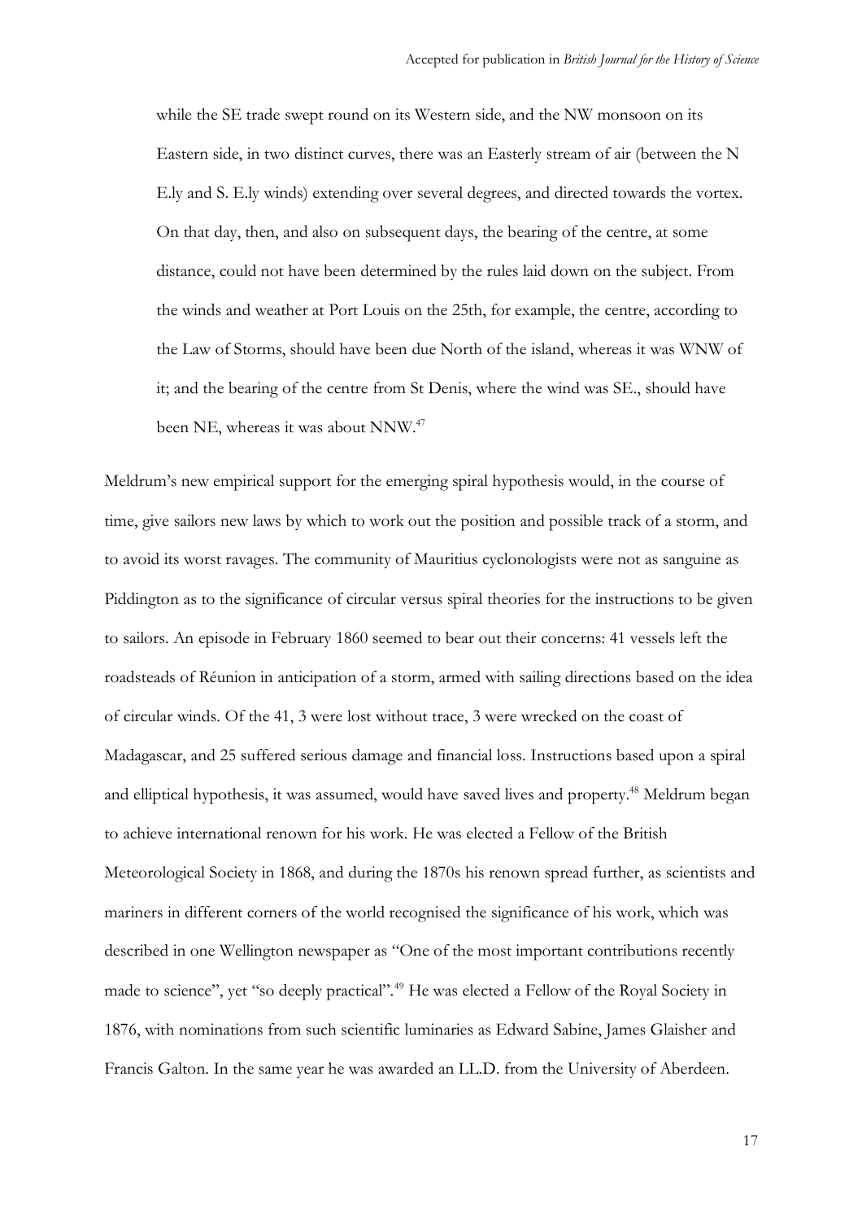> while the SE trade swept round on its Western side, and the NW monsoon on its Eastern side, in two distinct curves, there was an Easterly stream of air (between the N E.ly and S. E.ly winds) extending over several degrees, and directed towards the vortex. On that day, then, and also on subsequent days, the bearing of the centre, at some distance, could not have been determined by the rules laid down on the subject. From the winds and weather at Port Louis on the 25th, for example, the centre, according to the Law of Storms, should have been due North of the island, whereas it was WNW of it; and the bearing of the centre from St Denis, where the wind was SE., should have been NE, whereas it was about NNW.[47]

Meldrum's new empirical support for the emerging spiral hypothesis would, in the course of time, give sailors new laws by which to work out the position and possible track of a storm, and to avoid its worst ravages. The community of Mauritius cyclonologists were not as sanguine as Piddington as to the significance of circular versus spiral theories for the instructions to be given to sailors. An episode in February 1860 seemed to bear out their concerns: 41 vessels left the roadsteads of Réunion in anticipation of a storm, armed with sailing directions based on the idea of circular winds. Of the 41, 3 were lost without trace, 3 were wrecked on the coast of Madagascar, and 25 suffered serious damage and financial loss. Instructions based upon a spiral and elliptical hypothesis, it was assumed, would have saved lives and property.[48] Meldrum began to achieve international renown for his work. He was elected a Fellow of the British Meteorological Society in 1868, and during the 1870s his renown spread further, as scientists and mariners in different corners of the world recognised the significance of his work, which was described in one Wellington newspaper as "One of the most important contributions recently made to science", yet "so deeply practical".[49] He was elected a Fellow of the Royal Society in 1876, with nominations from such scientific luminaries as Edward Sabine, James Glaisher and Francis Galton. In the same year he was awarded an LL.D. from the University of Aberdeen.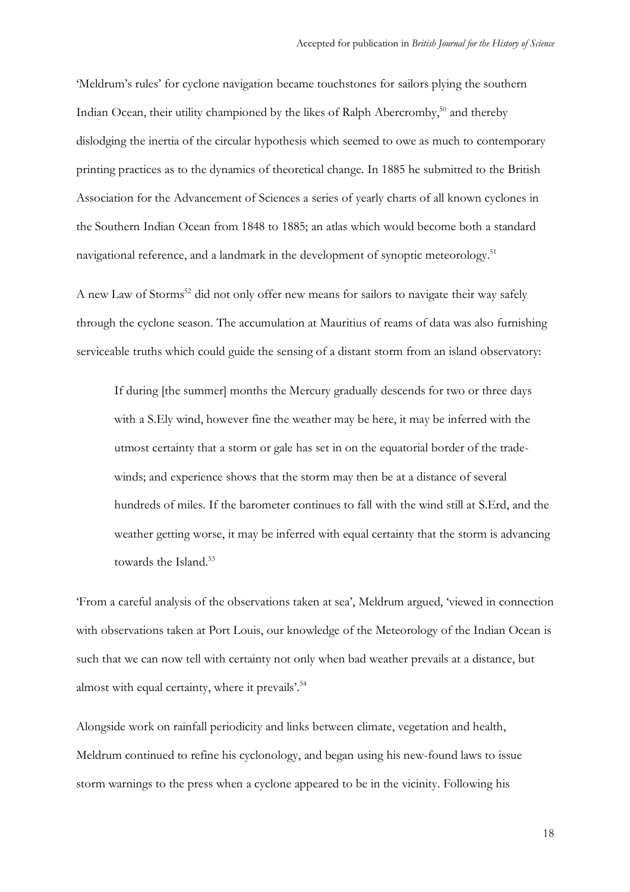'Meldrum's rules' for cyclone navigation became touchstones for sailors plying the southern Indian Ocean, their utility championed by the likes of Ralph Abercromby,[50] and thereby dislodging the inertia of the circular hypothesis which seemed to owe as much to contemporary printing practices as to the dynamics of theoretical change. In 1885 he submitted to the British Association for the Advancement of Sciences a series of yearly charts of all known cyclones in the Southern Indian Ocean from 1848 to 1885; an atlas which would become both a standard navigational reference, and a landmark in the development of synoptic meteorology.[51]

A new Law of Storms[52] did not only offer new means for sailors to navigate their way safely through the cyclone season. The accumulation at Mauritius of reams of data was also furnishing serviceable truths which could guide the sensing of a distant storm from an island observatory:

> If during [the summer] months the Mercury gradually descends for two or three days with a S.Ely wind, however fine the weather may be here, it may be inferred with the utmost certainty that a storm or gale has set in on the equatorial border of the trade-winds; and experience shows that the storm may then be at a distance of several hundreds of miles. If the barometer continues to fall with the wind still at S.Erd, and the weather getting worse, it may be inferred with equal certainty that the storm is advancing towards the Island.[53]

'From a careful analysis of the observations taken at sea', Meldrum argued, 'viewed in connection with observations taken at Port Louis, our knowledge of the Meteorology of the Indian Ocean is such that we can now tell with certainty not only when bad weather prevails at a distance, but almost with equal certainty, where it prevails'.[54]

Alongside work on rainfall periodicity and links between climate, vegetation and health, Meldrum continued to refine his cyclonology, and began using his new-found laws to issue storm warnings to the press when a cyclone appeared to be in the vicinity. Following his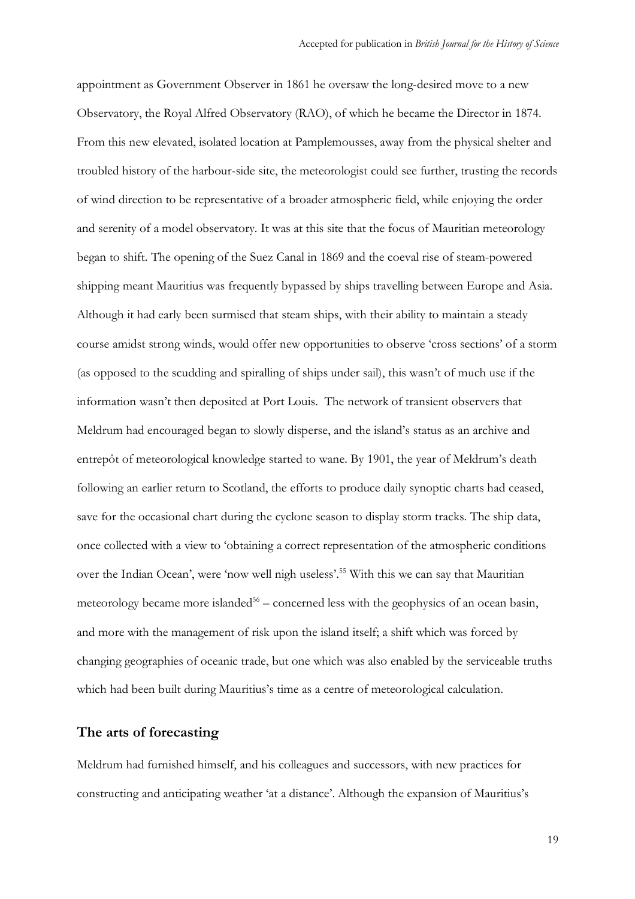appointment as Government Observer in 1861 he oversaw the long-desired move to a new Observatory, the Royal Alfred Observatory (RAO), of which he became the Director in 1874. From this new elevated, isolated location at Pamplemousses, away from the physical shelter and troubled history of the harbour-side site, the meteorologist could see further, trusting the records of wind direction to be representative of a broader atmospheric field, while enjoying the order and serenity of a model observatory. It was at this site that the focus of Mauritian meteorology began to shift. The opening of the Suez Canal in 1869 and the coeval rise of steam-powered shipping meant Mauritius was frequently bypassed by ships travelling between Europe and Asia. Although it had early been surmised that steam ships, with their ability to maintain a steady course amidst strong winds, would offer new opportunities to observe 'cross sections' of a storm (as opposed to the scudding and spiralling of ships under sail), this wasn't of much use if the information wasn't then deposited at Port Louis. The network of transient observers that Meldrum had encouraged began to slowly disperse, and the island's status as an archive and entrepôt of meteorological knowledge started to wane. By 1901, the year of Meldrum's death following an earlier return to Scotland, the efforts to produce daily synoptic charts had ceased, save for the occasional chart during the cyclone season to display storm tracks. The ship data, once collected with a view to 'obtaining a correct representation of the atmospheric conditions over the Indian Ocean', were 'now well nigh useless'.[55] With this we can say that Mauritian meteorology became more islanded[56] – concerned less with the geophysics of an ocean basin, and more with the management of risk upon the island itself; a shift which was forced by changing geographies of oceanic trade, but one which was also enabled by the serviceable truths which had been built during Mauritius's time as a centre of meteorological calculation.

## The arts of forecasting

Meldrum had furnished himself, and his colleagues and successors, with new practices for constructing and anticipating weather 'at a distance'. Although the expansion of Mauritius's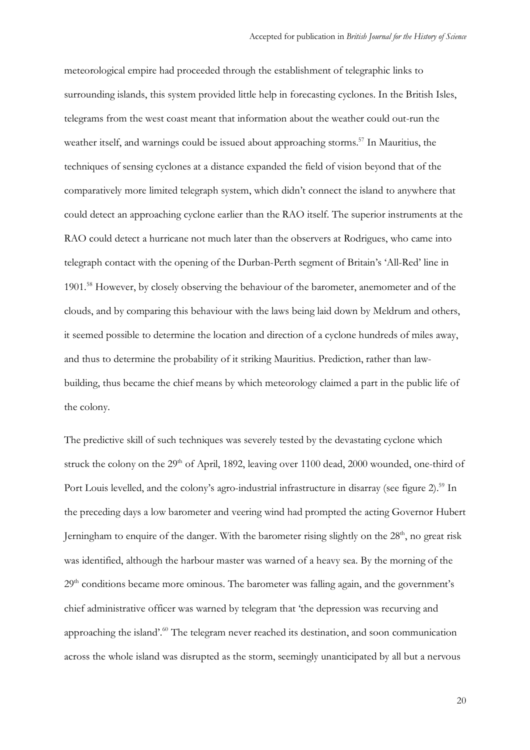meteorological empire had proceeded through the establishment of telegraphic links to surrounding islands, this system provided little help in forecasting cyclones. In the British Isles, telegrams from the west coast meant that information about the weather could out-run the weather itself, and warnings could be issued about approaching storms.[57] In Mauritius, the techniques of sensing cyclones at a distance expanded the field of vision beyond that of the comparatively more limited telegraph system, which didn't connect the island to anywhere that could detect an approaching cyclone earlier than the RAO itself. The superior instruments at the RAO could detect a hurricane not much later than the observers at Rodrigues, who came into telegraph contact with the opening of the Durban-Perth segment of Britain's 'All-Red' line in 1901.[58] However, by closely observing the behaviour of the barometer, anemometer and of the clouds, and by comparing this behaviour with the laws being laid down by Meldrum and others, it seemed possible to determine the location and direction of a cyclone hundreds of miles away, and thus to determine the probability of it striking Mauritius. Prediction, rather than law-building, thus became the chief means by which meteorology claimed a part in the public life of the colony.

The predictive skill of such techniques was severely tested by the devastating cyclone which struck the colony on the 29th of April, 1892, leaving over 1100 dead, 2000 wounded, one-third of Port Louis levelled, and the colony's agro-industrial infrastructure in disarray (see figure 2).[59] In the preceding days a low barometer and veering wind had prompted the acting Governor Hubert Jerningham to enquire of the danger. With the barometer rising slightly on the 28th, no great risk was identified, although the harbour master was warned of a heavy sea. By the morning of the 29th conditions became more ominous. The barometer was falling again, and the government's chief administrative officer was warned by telegram that 'the depression was recurving and approaching the island'.[60] The telegram never reached its destination, and soon communication across the whole island was disrupted as the storm, seemingly unanticipated by all but a nervous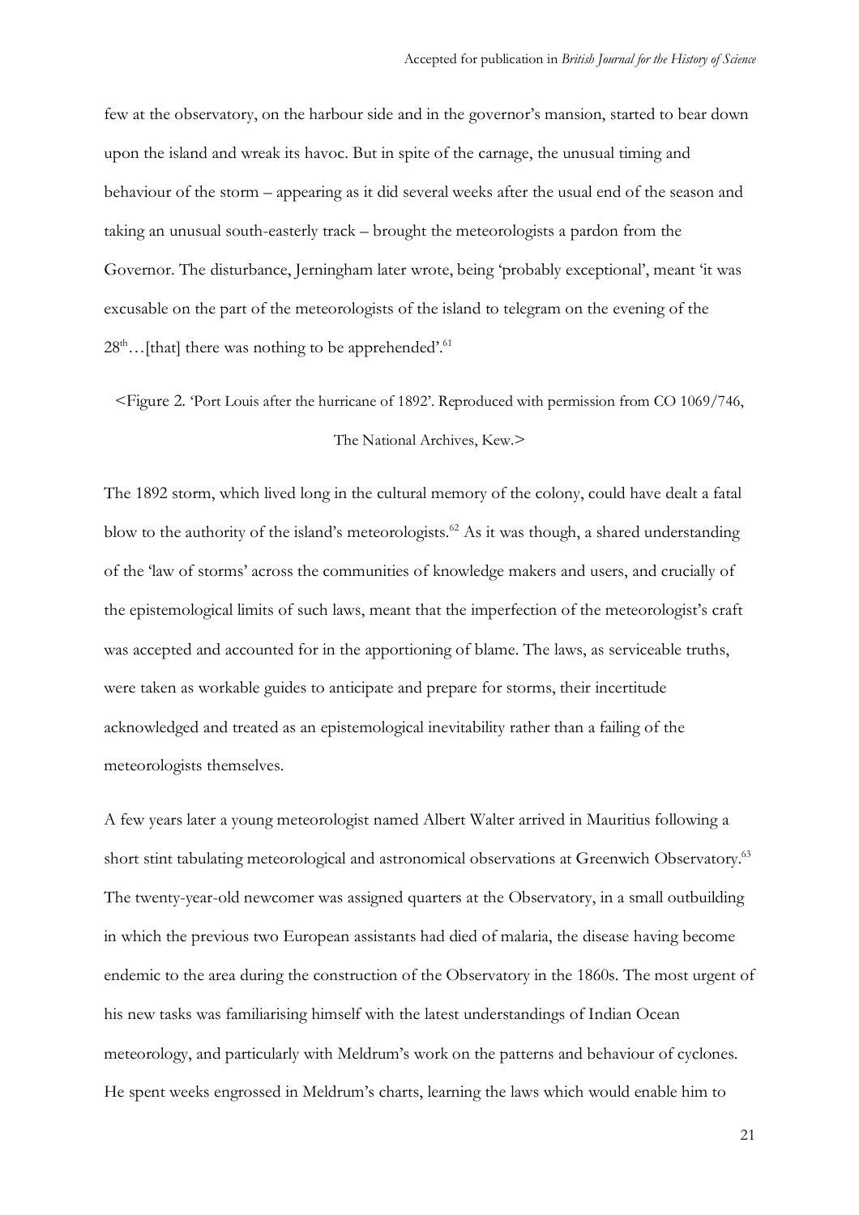few at the observatory, on the harbour side and in the governor's mansion, started to bear down upon the island and wreak its havoc. But in spite of the carnage, the unusual timing and behaviour of the storm – appearing as it did several weeks after the usual end of the season and taking an unusual south-easterly track – brought the meteorologists a pardon from the Governor. The disturbance, Jerningham later wrote, being 'probably exceptional', meant 'it was excusable on the part of the meteorologists of the island to telegram on the evening of the 28th…[that] there was nothing to be apprehended'.[61]

<Figure 2. 'Port Louis after the hurricane of 1892'. Reproduced with permission from CO 1069/746, The National Archives, Kew.>

The 1892 storm, which lived long in the cultural memory of the colony, could have dealt a fatal blow to the authority of the island's meteorologists.[62] As it was though, a shared understanding of the 'law of storms' across the communities of knowledge makers and users, and crucially of the epistemological limits of such laws, meant that the imperfection of the meteorologist's craft was accepted and accounted for in the apportioning of blame. The laws, as serviceable truths, were taken as workable guides to anticipate and prepare for storms, their incertitude acknowledged and treated as an epistemological inevitability rather than a failing of the meteorologists themselves.

A few years later a young meteorologist named Albert Walter arrived in Mauritius following a short stint tabulating meteorological and astronomical observations at Greenwich Observatory.[63] The twenty-year-old newcomer was assigned quarters at the Observatory, in a small outbuilding in which the previous two European assistants had died of malaria, the disease having become endemic to the area during the construction of the Observatory in the 1860s. The most urgent of his new tasks was familiarising himself with the latest understandings of Indian Ocean meteorology, and particularly with Meldrum's work on the patterns and behaviour of cyclones. He spent weeks engrossed in Meldrum's charts, learning the laws which would enable him to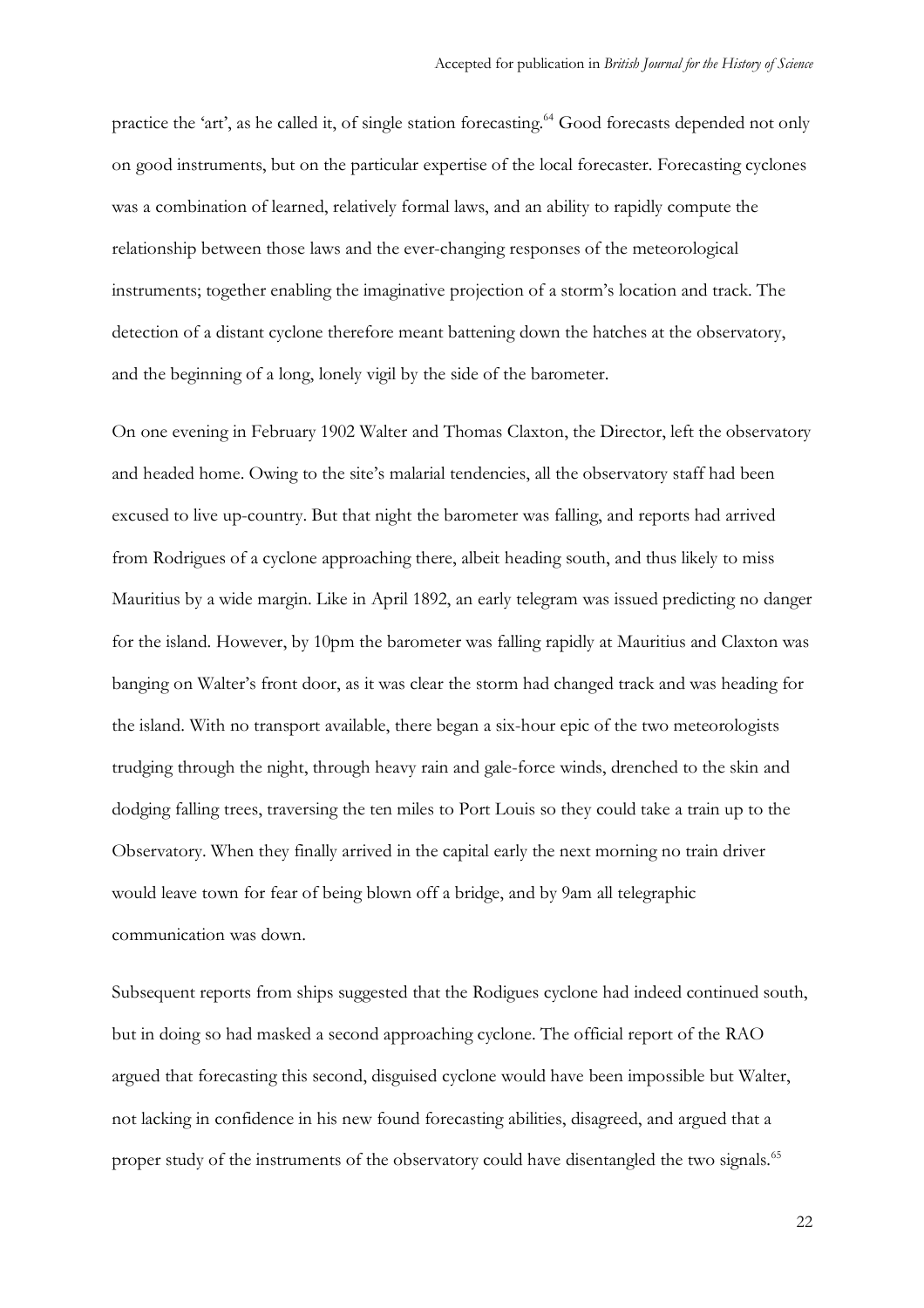practice the 'art', as he called it, of single station forecasting.[64] Good forecasts depended not only on good instruments, but on the particular expertise of the local forecaster. Forecasting cyclones was a combination of learned, relatively formal laws, and an ability to rapidly compute the relationship between those laws and the ever-changing responses of the meteorological instruments; together enabling the imaginative projection of a storm's location and track. The detection of a distant cyclone therefore meant battening down the hatches at the observatory, and the beginning of a long, lonely vigil by the side of the barometer.

On one evening in February 1902 Walter and Thomas Claxton, the Director, left the observatory and headed home. Owing to the site's malarial tendencies, all the observatory staff had been excused to live up-country. But that night the barometer was falling, and reports had arrived from Rodrigues of a cyclone approaching there, albeit heading south, and thus likely to miss Mauritius by a wide margin. Like in April 1892, an early telegram was issued predicting no danger for the island. However, by 10pm the barometer was falling rapidly at Mauritius and Claxton was banging on Walter's front door, as it was clear the storm had changed track and was heading for the island. With no transport available, there began a six-hour epic of the two meteorologists trudging through the night, through heavy rain and gale-force winds, drenched to the skin and dodging falling trees, traversing the ten miles to Port Louis so they could take a train up to the Observatory. When they finally arrived in the capital early the next morning no train driver would leave town for fear of being blown off a bridge, and by 9am all telegraphic communication was down.

Subsequent reports from ships suggested that the Rodigues cyclone had indeed continued south, but in doing so had masked a second approaching cyclone. The official report of the RAO argued that forecasting this second, disguised cyclone would have been impossible but Walter, not lacking in confidence in his new found forecasting abilities, disagreed, and argued that a proper study of the instruments of the observatory could have disentangled the two signals.[65]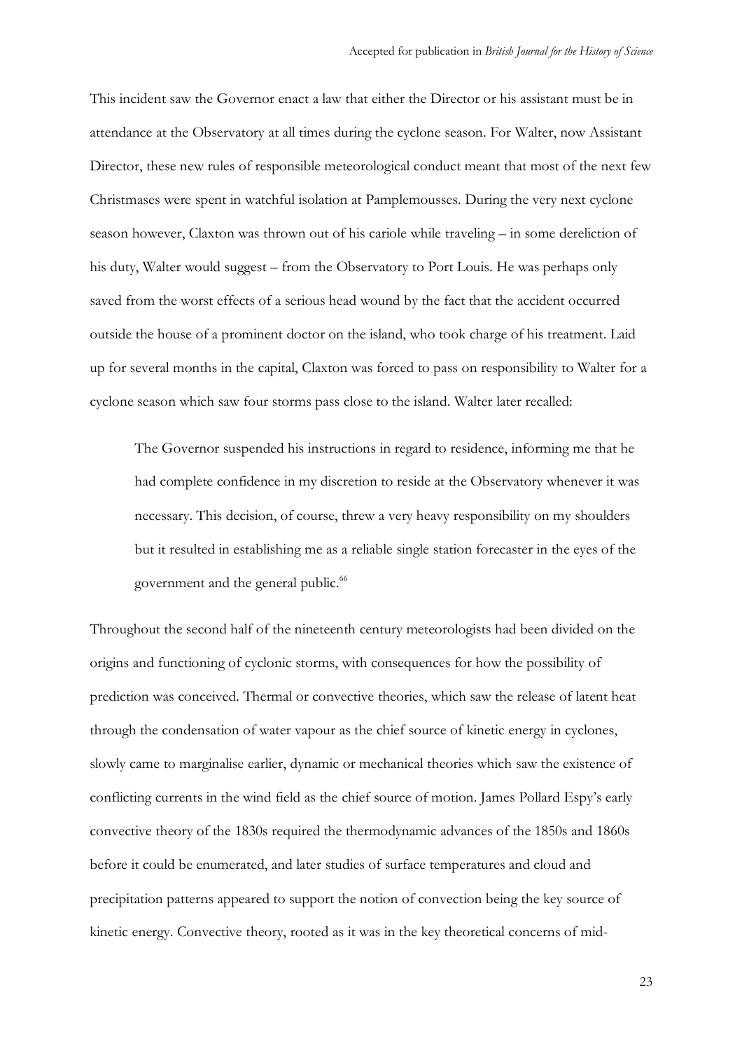This incident saw the Governor enact a law that either the Director or his assistant must be in attendance at the Observatory at all times during the cyclone season. For Walter, now Assistant Director, these new rules of responsible meteorological conduct meant that most of the next few Christmases were spent in watchful isolation at Pamplemousses. During the very next cyclone season however, Claxton was thrown out of his cariole while traveling – in some dereliction of his duty, Walter would suggest – from the Observatory to Port Louis. He was perhaps only saved from the worst effects of a serious head wound by the fact that the accident occurred outside the house of a prominent doctor on the island, who took charge of his treatment. Laid up for several months in the capital, Claxton was forced to pass on responsibility to Walter for a cyclone season which saw four storms pass close to the island. Walter later recalled:

> The Governor suspended his instructions in regard to residence, informing me that he had complete confidence in my discretion to reside at the Observatory whenever it was necessary. This decision, of course, threw a very heavy responsibility on my shoulders but it resulted in establishing me as a reliable single station forecaster in the eyes of the government and the general public.[66]

Throughout the second half of the nineteenth century meteorologists had been divided on the origins and functioning of cyclonic storms, with consequences for how the possibility of prediction was conceived. Thermal or convective theories, which saw the release of latent heat through the condensation of water vapour as the chief source of kinetic energy in cyclones, slowly came to marginalise earlier, dynamic or mechanical theories which saw the existence of conflicting currents in the wind field as the chief source of motion. James Pollard Espy's early convective theory of the 1830s required the thermodynamic advances of the 1850s and 1860s before it could be enumerated, and later studies of surface temperatures and cloud and precipitation patterns appeared to support the notion of convection being the key source of kinetic energy. Convective theory, rooted as it was in the key theoretical concerns of mid-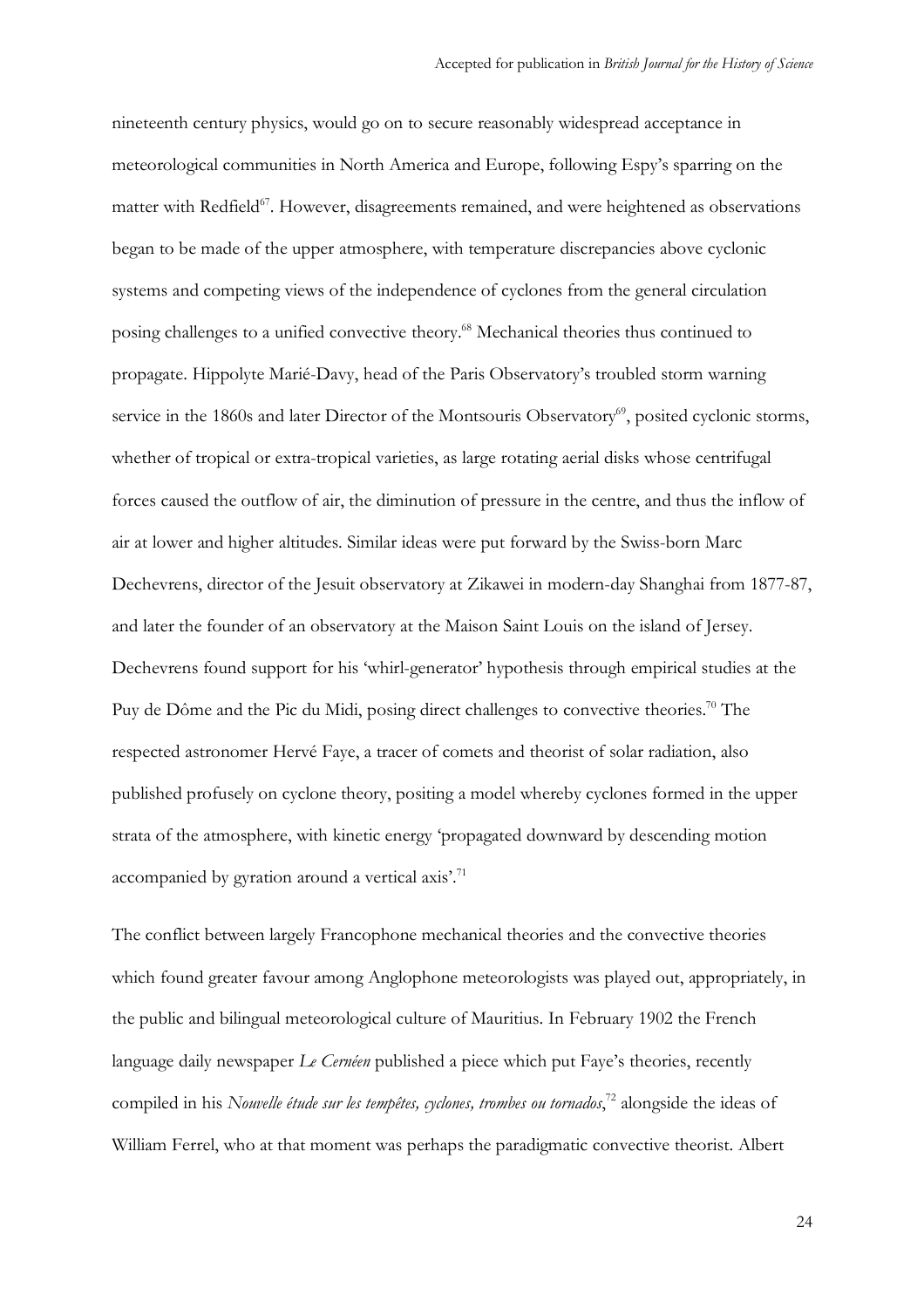nineteenth century physics, would go on to secure reasonably widespread acceptance in meteorological communities in North America and Europe, following Espy's sparring on the matter with Redfield[67]. However, disagreements remained, and were heightened as observations began to be made of the upper atmosphere, with temperature discrepancies above cyclonic systems and competing views of the independence of cyclones from the general circulation posing challenges to a unified convective theory.[68] Mechanical theories thus continued to propagate. Hippolyte Marié-Davy, head of the Paris Observatory's troubled storm warning service in the 1860s and later Director of the Montsouris Observatory[69], posited cyclonic storms, whether of tropical or extra-tropical varieties, as large rotating aerial disks whose centrifugal forces caused the outflow of air, the diminution of pressure in the centre, and thus the inflow of air at lower and higher altitudes. Similar ideas were put forward by the Swiss-born Marc Dechevrens, director of the Jesuit observatory at Zikawei in modern-day Shanghai from 1877-87, and later the founder of an observatory at the Maison Saint Louis on the island of Jersey. Dechevrens found support for his 'whirl-generator' hypothesis through empirical studies at the Puy de Dôme and the Pic du Midi, posing direct challenges to convective theories.[70] The respected astronomer Hervé Faye, a tracer of comets and theorist of solar radiation, also published profusely on cyclone theory, positing a model whereby cyclones formed in the upper strata of the atmosphere, with kinetic energy 'propagated downward by descending motion accompanied by gyration around a vertical axis'.[71]

The conflict between largely Francophone mechanical theories and the convective theories which found greater favour among Anglophone meteorologists was played out, appropriately, in the public and bilingual meteorological culture of Mauritius. In February 1902 the French language daily newspaper *Le Cernéen* published a piece which put Faye's theories, recently compiled in his *Nouvelle étude sur les tempêtes, cyclones, trombes ou tornados*,[72] alongside the ideas of William Ferrel, who at that moment was perhaps the paradigmatic convective theorist. Albert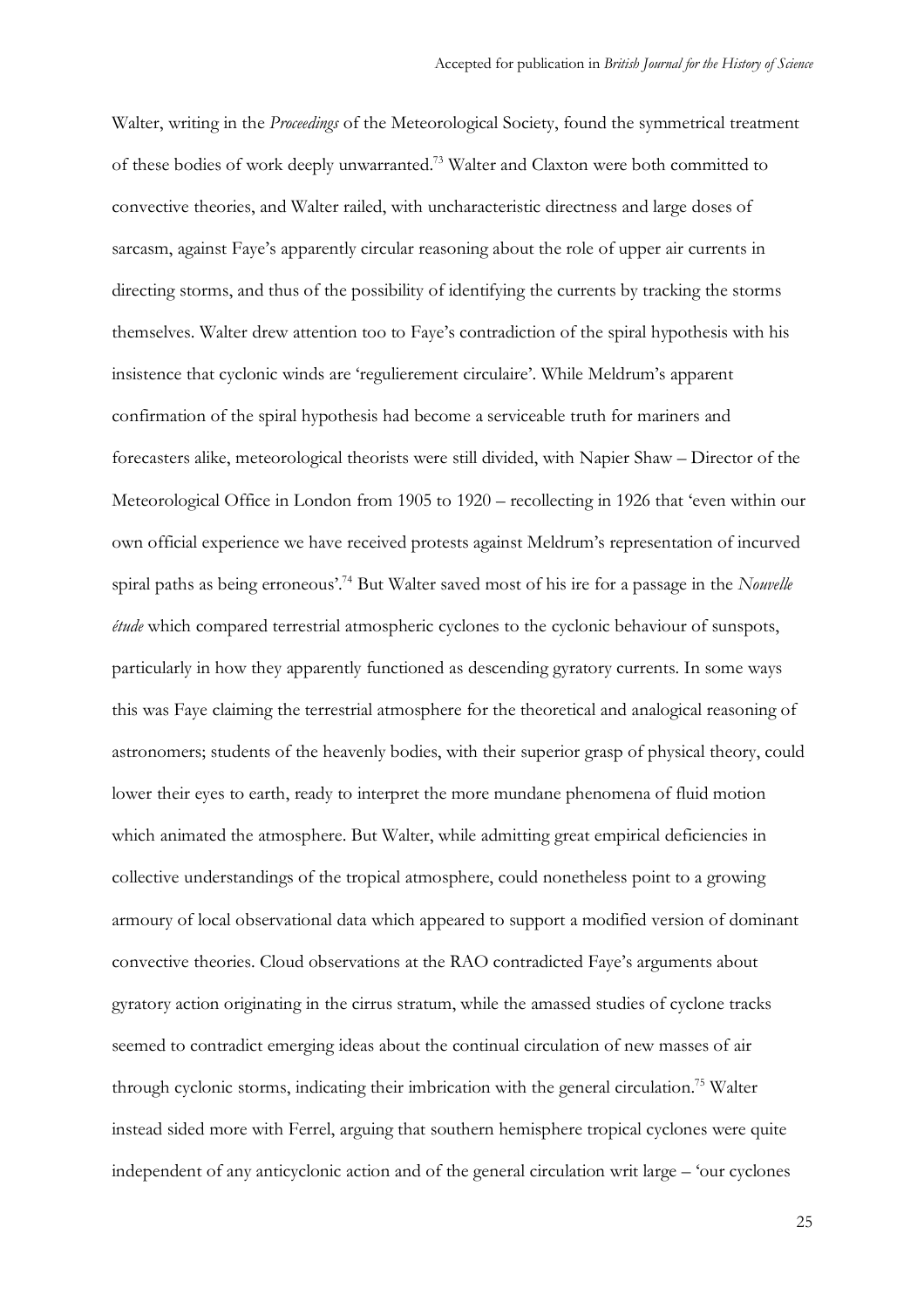Walter, writing in the *Proceedings* of the Meteorological Society, found the symmetrical treatment of these bodies of work deeply unwarranted.[73] Walter and Claxton were both committed to convective theories, and Walter railed, with uncharacteristic directness and large doses of sarcasm, against Faye's apparently circular reasoning about the role of upper air currents in directing storms, and thus of the possibility of identifying the currents by tracking the storms themselves. Walter drew attention too to Faye's contradiction of the spiral hypothesis with his insistence that cyclonic winds are 'regulierement circulaire'. While Meldrum's apparent confirmation of the spiral hypothesis had become a serviceable truth for mariners and forecasters alike, meteorological theorists were still divided, with Napier Shaw – Director of the Meteorological Office in London from 1905 to 1920 – recollecting in 1926 that 'even within our own official experience we have received protests against Meldrum's representation of incurved spiral paths as being erroneous'.[74] But Walter saved most of his ire for a passage in the *Nouvelle étude* which compared terrestrial atmospheric cyclones to the cyclonic behaviour of sunspots, particularly in how they apparently functioned as descending gyratory currents. In some ways this was Faye claiming the terrestrial atmosphere for the theoretical and analogical reasoning of astronomers; students of the heavenly bodies, with their superior grasp of physical theory, could lower their eyes to earth, ready to interpret the more mundane phenomena of fluid motion which animated the atmosphere. But Walter, while admitting great empirical deficiencies in collective understandings of the tropical atmosphere, could nonetheless point to a growing armoury of local observational data which appeared to support a modified version of dominant convective theories. Cloud observations at the RAO contradicted Faye's arguments about gyratory action originating in the cirrus stratum, while the amassed studies of cyclone tracks seemed to contradict emerging ideas about the continual circulation of new masses of air through cyclonic storms, indicating their imbrication with the general circulation.[75] Walter instead sided more with Ferrel, arguing that southern hemisphere tropical cyclones were quite independent of any anticyclonic action and of the general circulation writ large – 'our cyclones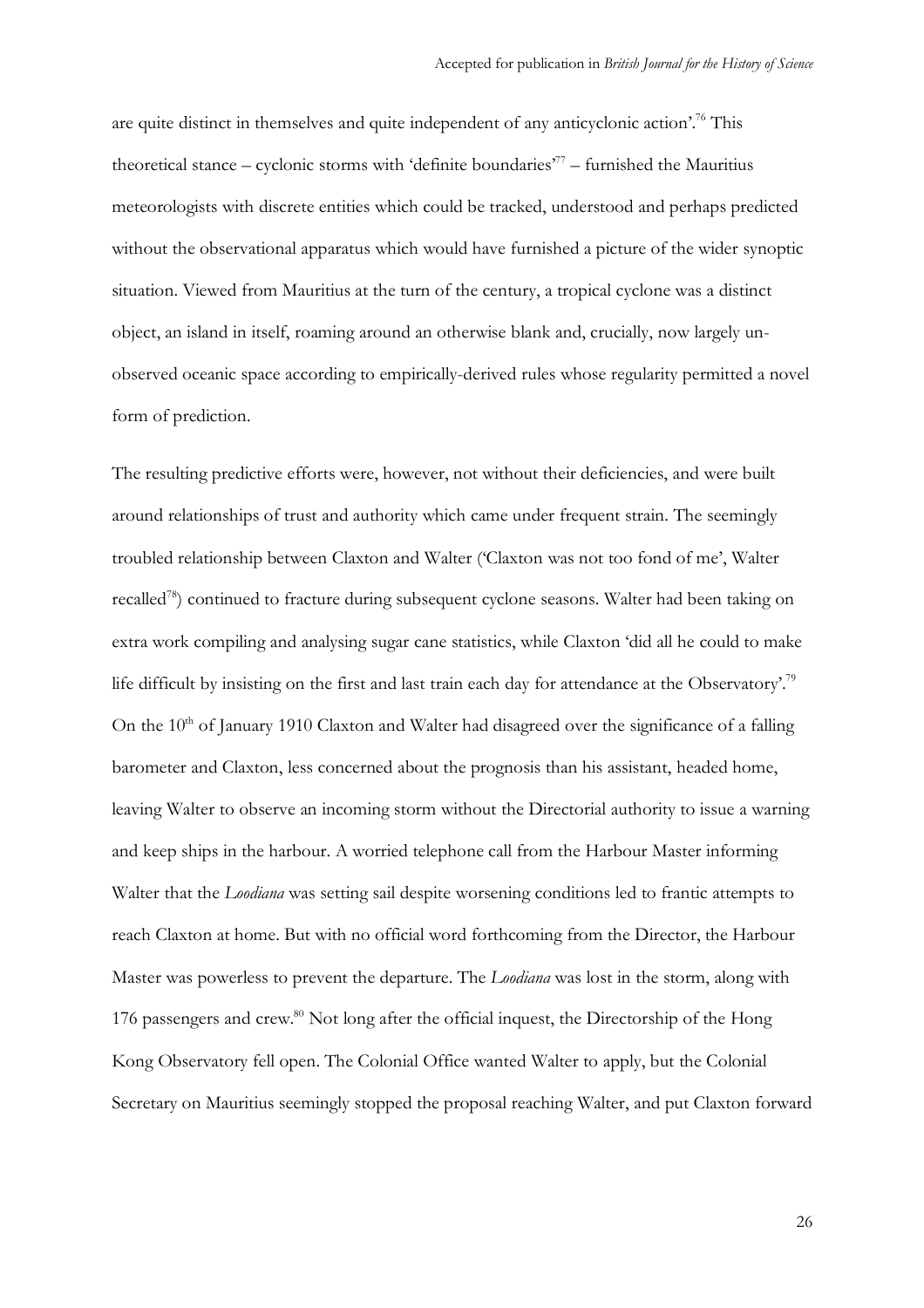are quite distinct in themselves and quite independent of any anticyclonic action'.[76] This theoretical stance – cyclonic storms with 'definite boundaries'[77] – furnished the Mauritius meteorologists with discrete entities which could be tracked, understood and perhaps predicted without the observational apparatus which would have furnished a picture of the wider synoptic situation. Viewed from Mauritius at the turn of the century, a tropical cyclone was a distinct object, an island in itself, roaming around an otherwise blank and, crucially, now largely un-observed oceanic space according to empirically-derived rules whose regularity permitted a novel form of prediction.

The resulting predictive efforts were, however, not without their deficiencies, and were built around relationships of trust and authority which came under frequent strain. The seemingly troubled relationship between Claxton and Walter ('Claxton was not too fond of me', Walter recalled[78]) continued to fracture during subsequent cyclone seasons. Walter had been taking on extra work compiling and analysing sugar cane statistics, while Claxton 'did all he could to make life difficult by insisting on the first and last train each day for attendance at the Observatory'.[79] On the 10th of January 1910 Claxton and Walter had disagreed over the significance of a falling barometer and Claxton, less concerned about the prognosis than his assistant, headed home, leaving Walter to observe an incoming storm without the Directorial authority to issue a warning and keep ships in the harbour. A worried telephone call from the Harbour Master informing Walter that the *Loodiana* was setting sail despite worsening conditions led to frantic attempts to reach Claxton at home. But with no official word forthcoming from the Director, the Harbour Master was powerless to prevent the departure. The *Loodiana* was lost in the storm, along with 176 passengers and crew.[80] Not long after the official inquest, the Directorship of the Hong Kong Observatory fell open. The Colonial Office wanted Walter to apply, but the Colonial Secretary on Mauritius seemingly stopped the proposal reaching Walter, and put Claxton forward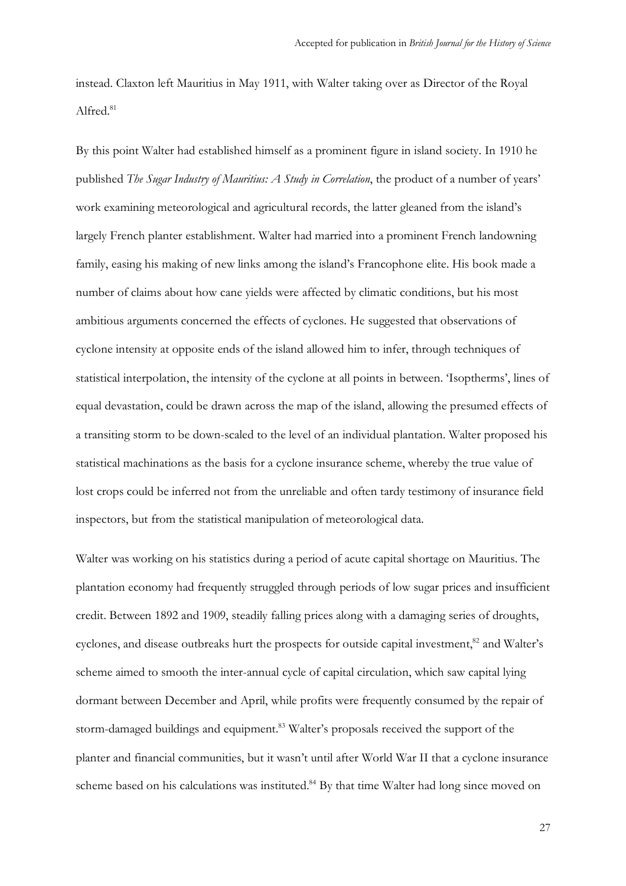instead. Claxton left Mauritius in May 1911, with Walter taking over as Director of the Royal Alfred.[81]

By this point Walter had established himself as a prominent figure in island society. In 1910 he published *The Sugar Industry of Mauritius: A Study in Correlation*, the product of a number of years' work examining meteorological and agricultural records, the latter gleaned from the island's largely French planter establishment. Walter had married into a prominent French landowning family, easing his making of new links among the island's Francophone elite. His book made a number of claims about how cane yields were affected by climatic conditions, but his most ambitious arguments concerned the effects of cyclones. He suggested that observations of cyclone intensity at opposite ends of the island allowed him to infer, through techniques of statistical interpolation, the intensity of the cyclone at all points in between. 'Isoptherms', lines of equal devastation, could be drawn across the map of the island, allowing the presumed effects of a transiting storm to be down-scaled to the level of an individual plantation. Walter proposed his statistical machinations as the basis for a cyclone insurance scheme, whereby the true value of lost crops could be inferred not from the unreliable and often tardy testimony of insurance field inspectors, but from the statistical manipulation of meteorological data.

Walter was working on his statistics during a period of acute capital shortage on Mauritius. The plantation economy had frequently struggled through periods of low sugar prices and insufficient credit. Between 1892 and 1909, steadily falling prices along with a damaging series of droughts, cyclones, and disease outbreaks hurt the prospects for outside capital investment,[82] and Walter's scheme aimed to smooth the inter-annual cycle of capital circulation, which saw capital lying dormant between December and April, while profits were frequently consumed by the repair of storm-damaged buildings and equipment.[83] Walter's proposals received the support of the planter and financial communities, but it wasn't until after World War II that a cyclone insurance scheme based on his calculations was instituted.[84] By that time Walter had long since moved on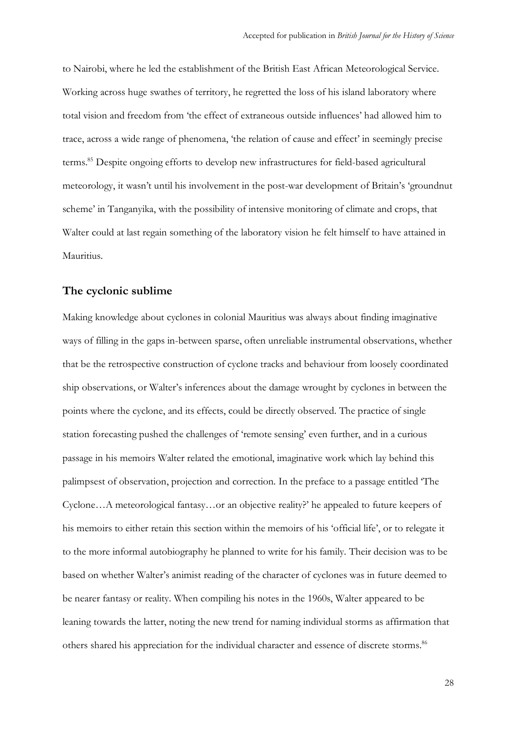to Nairobi, where he led the establishment of the British East African Meteorological Service. Working across huge swathes of territory, he regretted the loss of his island laboratory where total vision and freedom from 'the effect of extraneous outside influences' had allowed him to trace, across a wide range of phenomena, 'the relation of cause and effect' in seemingly precise terms.[85] Despite ongoing efforts to develop new infrastructures for field-based agricultural meteorology, it wasn't until his involvement in the post-war development of Britain's 'groundnut scheme' in Tanganyika, with the possibility of intensive monitoring of climate and crops, that Walter could at last regain something of the laboratory vision he felt himself to have attained in Mauritius.

## The cyclonic sublime

Making knowledge about cyclones in colonial Mauritius was always about finding imaginative ways of filling in the gaps in-between sparse, often unreliable instrumental observations, whether that be the retrospective construction of cyclone tracks and behaviour from loosely coordinated ship observations, or Walter's inferences about the damage wrought by cyclones in between the points where the cyclone, and its effects, could be directly observed. The practice of single station forecasting pushed the challenges of 'remote sensing' even further, and in a curious passage in his memoirs Walter related the emotional, imaginative work which lay behind this palimpsest of observation, projection and correction. In the preface to a passage entitled 'The Cyclone…A meteorological fantasy…or an objective reality?' he appealed to future keepers of his memoirs to either retain this section within the memoirs of his 'official life', or to relegate it to the more informal autobiography he planned to write for his family. Their decision was to be based on whether Walter's animist reading of the character of cyclones was in future deemed to be nearer fantasy or reality. When compiling his notes in the 1960s, Walter appeared to be leaning towards the latter, noting the new trend for naming individual storms as affirmation that others shared his appreciation for the individual character and essence of discrete storms.[86]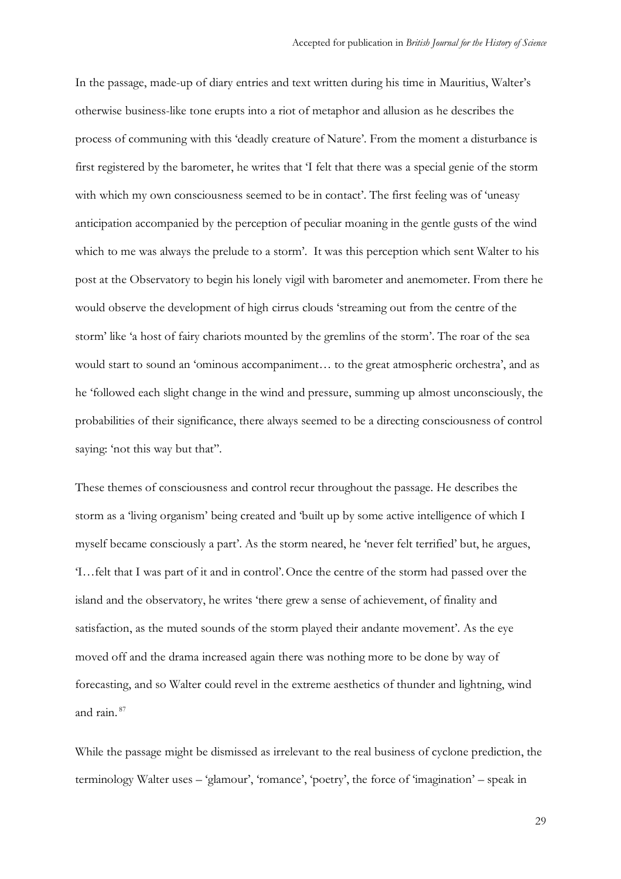In the passage, made-up of diary entries and text written during his time in Mauritius, Walter's otherwise business-like tone erupts into a riot of metaphor and allusion as he describes the process of communing with this 'deadly creature of Nature'. From the moment a disturbance is first registered by the barometer, he writes that 'I felt that there was a special genie of the storm with which my own consciousness seemed to be in contact'. The first feeling was of 'uneasy anticipation accompanied by the perception of peculiar moaning in the gentle gusts of the wind which to me was always the prelude to a storm'. It was this perception which sent Walter to his post at the Observatory to begin his lonely vigil with barometer and anemometer. From there he would observe the development of high cirrus clouds 'streaming out from the centre of the storm' like 'a host of fairy chariots mounted by the gremlins of the storm'. The roar of the sea would start to sound an 'ominous accompaniment… to the great atmospheric orchestra', and as he 'followed each slight change in the wind and pressure, summing up almost unconsciously, the probabilities of their significance, there always seemed to be a directing consciousness of control saying: 'not this way but that''.

These themes of consciousness and control recur throughout the passage. He describes the storm as a 'living organism' being created and 'built up by some active intelligence of which I myself became consciously a part'. As the storm neared, he 'never felt terrified' but, he argues, 'I…felt that I was part of it and in control'. Once the centre of the storm had passed over the island and the observatory, he writes 'there grew a sense of achievement, of finality and satisfaction, as the muted sounds of the storm played their andante movement'. As the eye moved off and the drama increased again there was nothing more to be done by way of forecasting, and so Walter could revel in the extreme aesthetics of thunder and lightning, wind and rain.[87]

While the passage might be dismissed as irrelevant to the real business of cyclone prediction, the terminology Walter uses – 'glamour', 'romance', 'poetry', the force of 'imagination' – speak in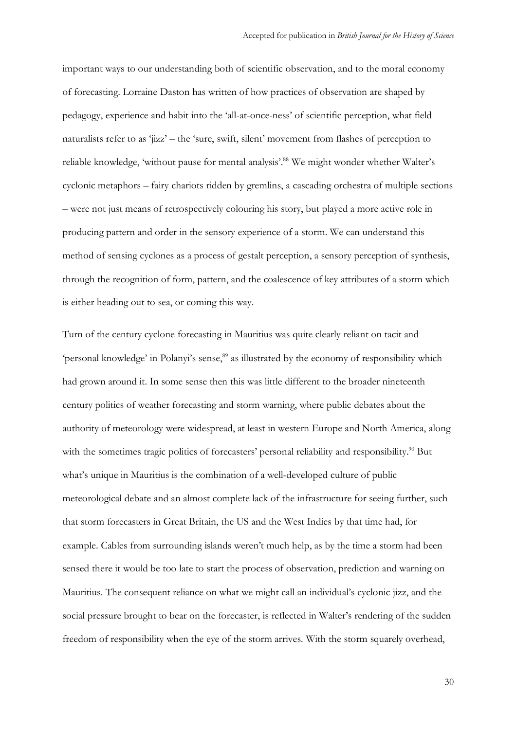important ways to our understanding both of scientific observation, and to the moral economy of forecasting. Lorraine Daston has written of how practices of observation are shaped by pedagogy, experience and habit into the 'all-at-once-ness' of scientific perception, what field naturalists refer to as 'jizz' – the 'sure, swift, silent' movement from flashes of perception to reliable knowledge, 'without pause for mental analysis'.[88] We might wonder whether Walter's cyclonic metaphors – fairy chariots ridden by gremlins, a cascading orchestra of multiple sections – were not just means of retrospectively colouring his story, but played a more active role in producing pattern and order in the sensory experience of a storm. We can understand this method of sensing cyclones as a process of gestalt perception, a sensory perception of synthesis, through the recognition of form, pattern, and the coalescence of key attributes of a storm which is either heading out to sea, or coming this way.

Turn of the century cyclone forecasting in Mauritius was quite clearly reliant on tacit and 'personal knowledge' in Polanyi's sense,[89] as illustrated by the economy of responsibility which had grown around it. In some sense then this was little different to the broader nineteenth century politics of weather forecasting and storm warning, where public debates about the authority of meteorology were widespread, at least in western Europe and North America, along with the sometimes tragic politics of forecasters' personal reliability and responsibility.[90] But what's unique in Mauritius is the combination of a well-developed culture of public meteorological debate and an almost complete lack of the infrastructure for seeing further, such that storm forecasters in Great Britain, the US and the West Indies by that time had, for example. Cables from surrounding islands weren't much help, as by the time a storm had been sensed there it would be too late to start the process of observation, prediction and warning on Mauritius. The consequent reliance on what we might call an individual's cyclonic jizz, and the social pressure brought to bear on the forecaster, is reflected in Walter's rendering of the sudden freedom of responsibility when the eye of the storm arrives. With the storm squarely overhead,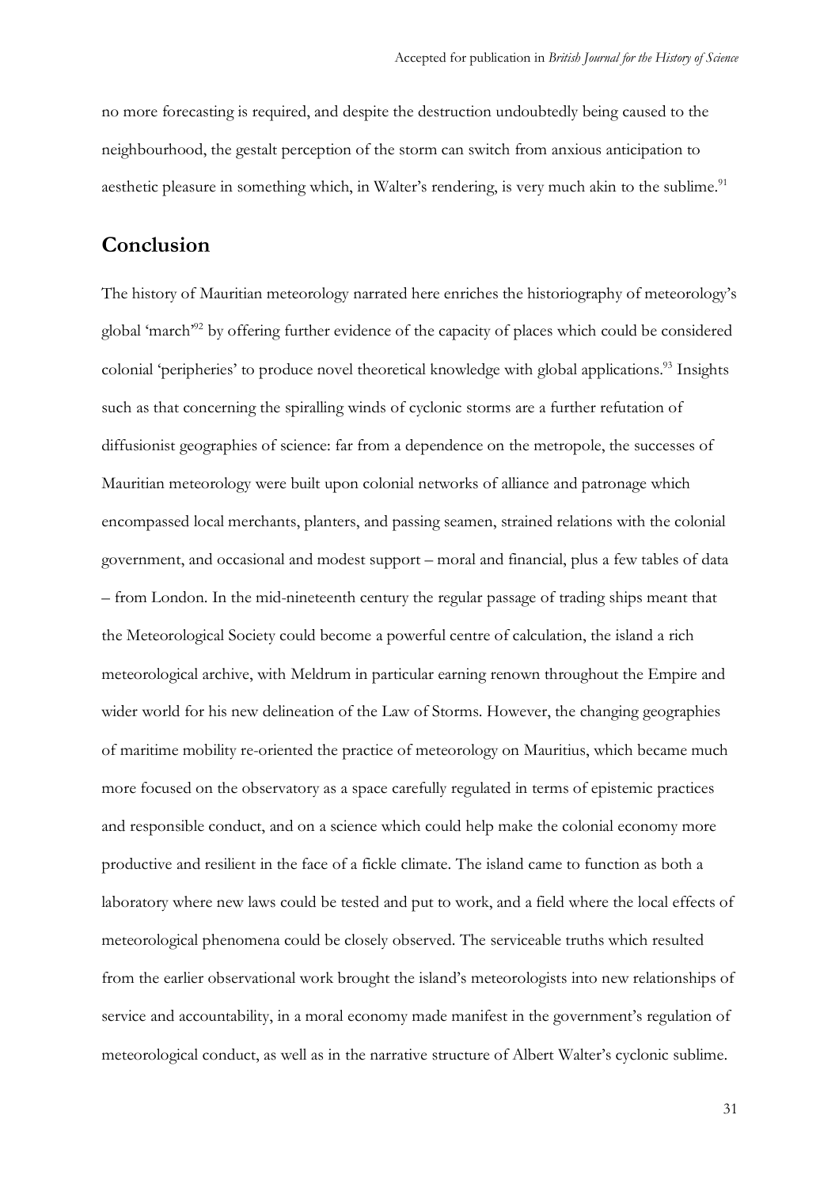no more forecasting is required, and despite the destruction undoubtedly being caused to the neighbourhood, the gestalt perception of the storm can switch from anxious anticipation to aesthetic pleasure in something which, in Walter's rendering, is very much akin to the sublime.[91]

## Conclusion

The history of Mauritian meteorology narrated here enriches the historiography of meteorology's global 'march'[92] by offering further evidence of the capacity of places which could be considered colonial 'peripheries' to produce novel theoretical knowledge with global applications.[93] Insights such as that concerning the spiralling winds of cyclonic storms are a further refutation of diffusionist geographies of science: far from a dependence on the metropole, the successes of Mauritian meteorology were built upon colonial networks of alliance and patronage which encompassed local merchants, planters, and passing seamen, strained relations with the colonial government, and occasional and modest support – moral and financial, plus a few tables of data – from London. In the mid-nineteenth century the regular passage of trading ships meant that the Meteorological Society could become a powerful centre of calculation, the island a rich meteorological archive, with Meldrum in particular earning renown throughout the Empire and wider world for his new delineation of the Law of Storms. However, the changing geographies of maritime mobility re-oriented the practice of meteorology on Mauritius, which became much more focused on the observatory as a space carefully regulated in terms of epistemic practices and responsible conduct, and on a science which could help make the colonial economy more productive and resilient in the face of a fickle climate. The island came to function as both a laboratory where new laws could be tested and put to work, and a field where the local effects of meteorological phenomena could be closely observed. The serviceable truths which resulted from the earlier observational work brought the island's meteorologists into new relationships of service and accountability, in a moral economy made manifest in the government's regulation of meteorological conduct, as well as in the narrative structure of Albert Walter's cyclonic sublime.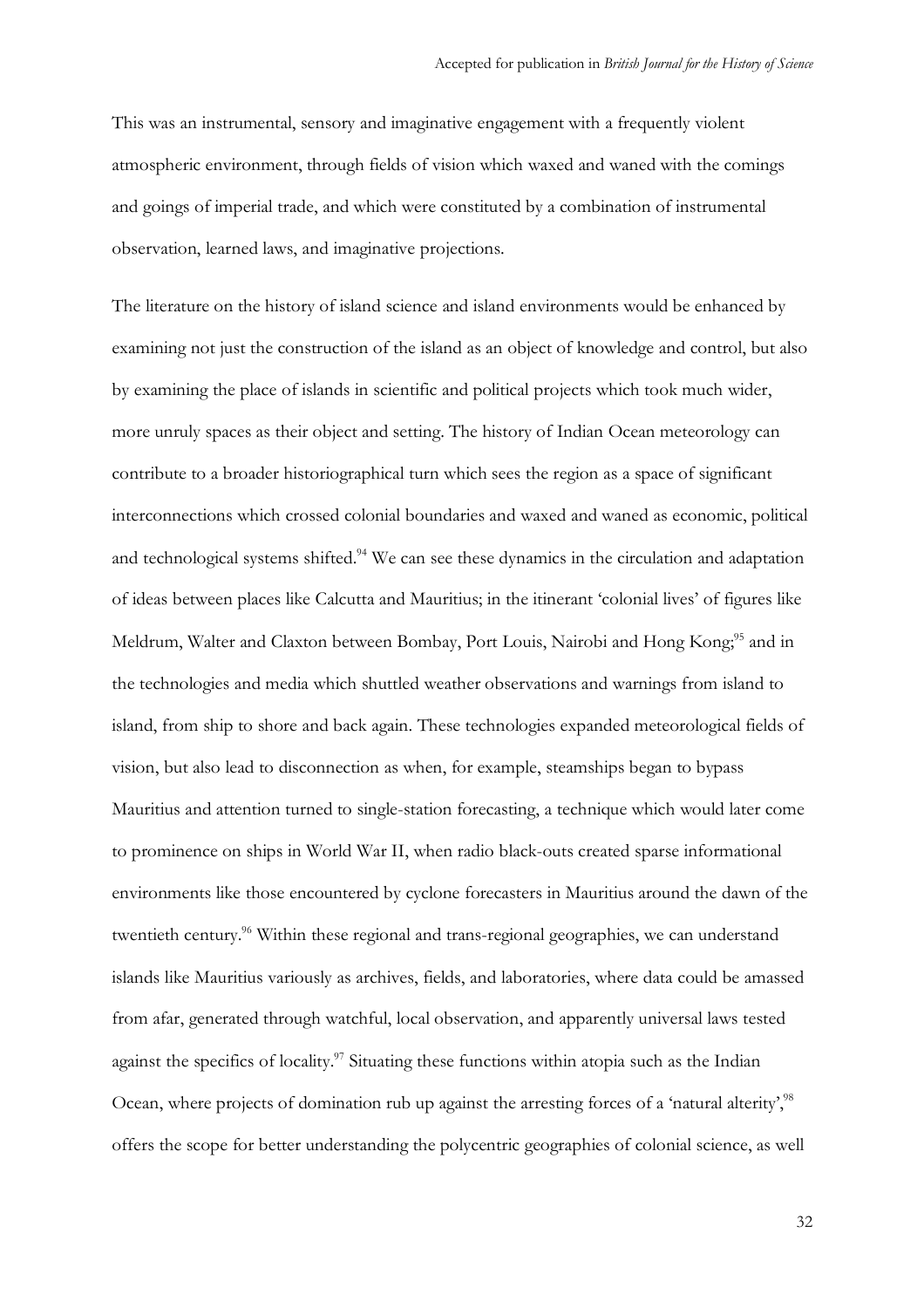This was an instrumental, sensory and imaginative engagement with a frequently violent atmospheric environment, through fields of vision which waxed and waned with the comings and goings of imperial trade, and which were constituted by a combination of instrumental observation, learned laws, and imaginative projections.

The literature on the history of island science and island environments would be enhanced by examining not just the construction of the island as an object of knowledge and control, but also by examining the place of islands in scientific and political projects which took much wider, more unruly spaces as their object and setting. The history of Indian Ocean meteorology can contribute to a broader historiographical turn which sees the region as a space of significant interconnections which crossed colonial boundaries and waxed and waned as economic, political and technological systems shifted.[94] We can see these dynamics in the circulation and adaptation of ideas between places like Calcutta and Mauritius; in the itinerant 'colonial lives' of figures like Meldrum, Walter and Claxton between Bombay, Port Louis, Nairobi and Hong Kong;[95] and in the technologies and media which shuttled weather observations and warnings from island to island, from ship to shore and back again. These technologies expanded meteorological fields of vision, but also lead to disconnection as when, for example, steamships began to bypass Mauritius and attention turned to single-station forecasting, a technique which would later come to prominence on ships in World War II, when radio black-outs created sparse informational environments like those encountered by cyclone forecasters in Mauritius around the dawn of the twentieth century.[96] Within these regional and trans-regional geographies, we can understand islands like Mauritius variously as archives, fields, and laboratories, where data could be amassed from afar, generated through watchful, local observation, and apparently universal laws tested against the specifics of locality.[97] Situating these functions within atopia such as the Indian Ocean, where projects of domination rub up against the arresting forces of a 'natural alterity',[98] offers the scope for better understanding the polycentric geographies of colonial science, as well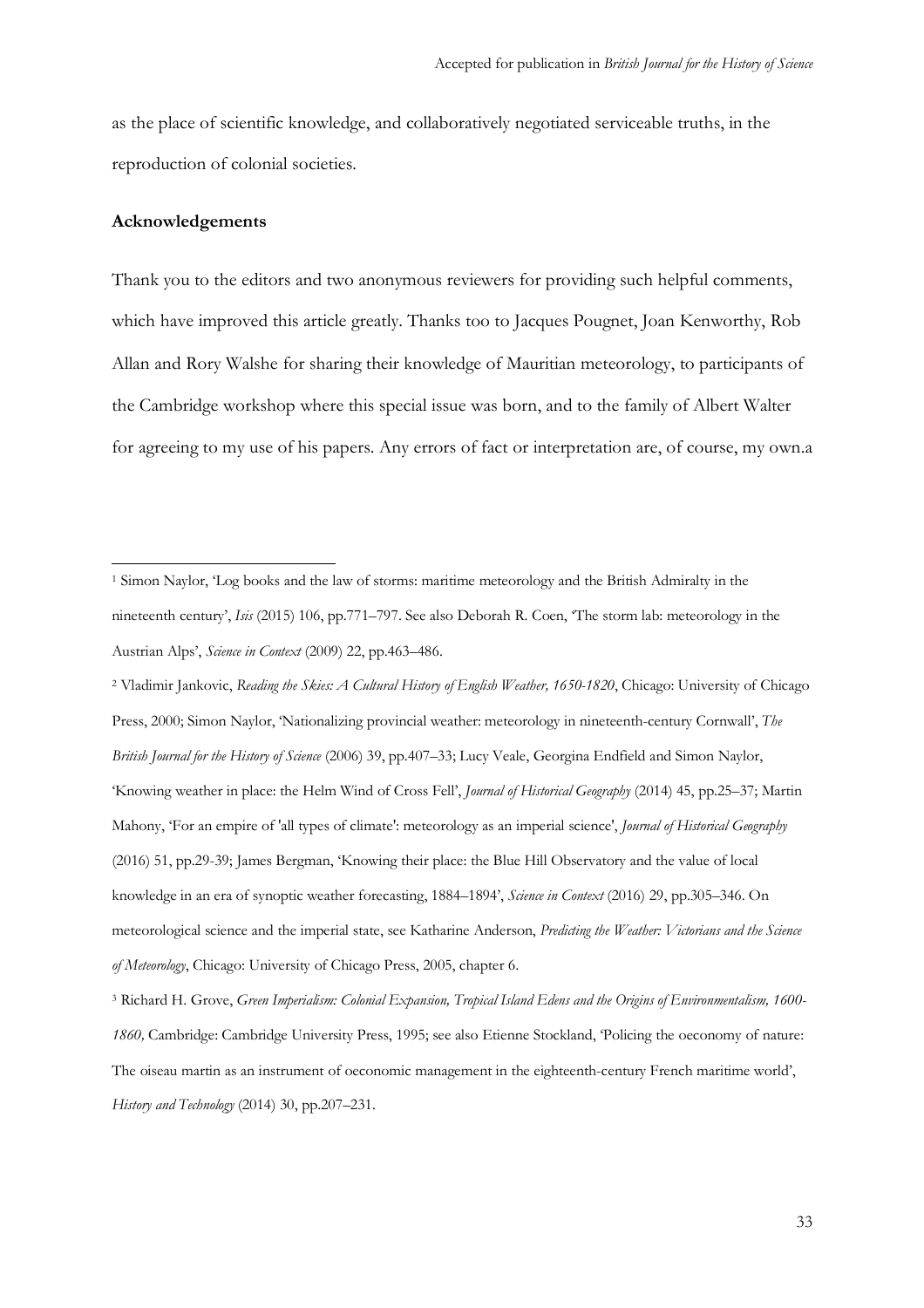as the place of scientific knowledge, and collaboratively negotiated serviceable truths, in the reproduction of colonial societies.

**Acknowledgements**

Thank you to the editors and two anonymous reviewers for providing such helpful comments, which have improved this article greatly. Thanks too to Jacques Pougnet, Joan Kenworthy, Rob Allan and Rory Walshe for sharing their knowledge of Mauritian meteorology, to participants of the Cambridge workshop where this special issue was born, and to the family of Albert Walter for agreeing to my use of his papers. Any errors of fact or interpretation are, of course, my own.a

---

[1] Simon Naylor, 'Log books and the law of storms: maritime meteorology and the British Admiralty in the nineteenth century', *Isis* (2015) 106, pp.771–797. See also Deborah R. Coen, 'The storm lab: meteorology in the Austrian Alps', *Science in Context* (2009) 22, pp.463–486.

[2] Vladimir Jankovic, *Reading the Skies: A Cultural History of English Weather, 1650-1820*, Chicago: University of Chicago Press, 2000; Simon Naylor, 'Nationalizing provincial weather: meteorology in nineteenth-century Cornwall', *The British Journal for the History of Science* (2006) 39, pp.407–33; Lucy Veale, Georgina Endfield and Simon Naylor, 'Knowing weather in place: the Helm Wind of Cross Fell', *Journal of Historical Geography* (2014) 45, pp.25–37; Martin Mahony, 'For an empire of 'all types of climate': meteorology as an imperial science', *Journal of Historical Geography* (2016) 51, pp.29-39; James Bergman, 'Knowing their place: the Blue Hill Observatory and the value of local knowledge in an era of synoptic weather forecasting, 1884–1894', *Science in Context* (2016) 29, pp.305–346. On meteorological science and the imperial state, see Katharine Anderson, *Predicting the Weather: Victorians and the Science of Meteorology*, Chicago: University of Chicago Press, 2005, chapter 6.

[3] Richard H. Grove, *Green Imperialism: Colonial Expansion, Tropical Island Edens and the Origins of Environmentalism, 1600-1860,* Cambridge: Cambridge University Press, 1995; see also Etienne Stockland, 'Policing the oeconomy of nature: The oiseau martin as an instrument of oeconomic management in the eighteenth-century French maritime world', *History and Technology* (2014) 30, pp.207–231.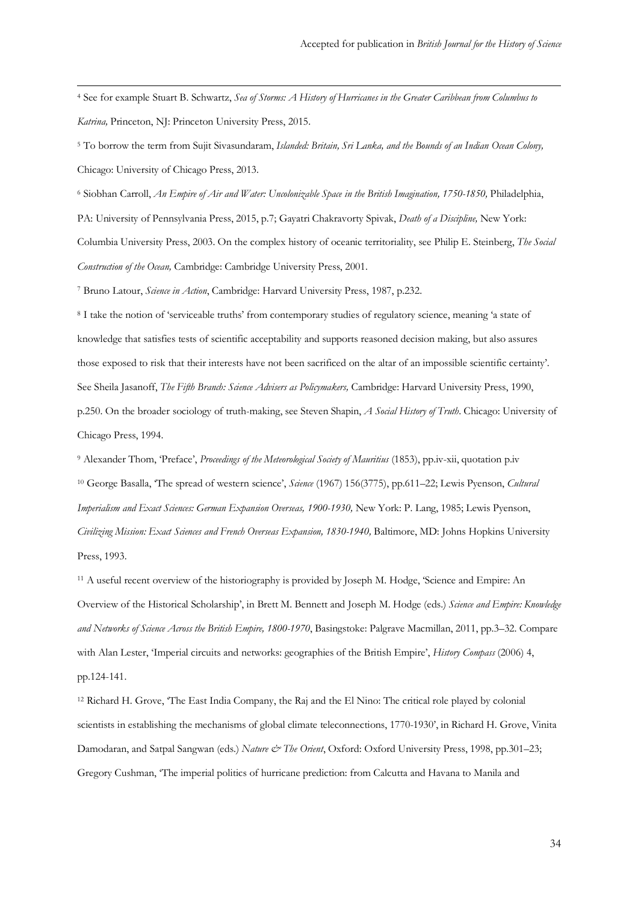[4] See for example Stuart B. Schwartz, *Sea of Storms: A History of Hurricanes in the Greater Caribbean from Columbus to Katrina,* Princeton, NJ: Princeton University Press, 2015.

[5] To borrow the term from Sujit Sivasundaram, *Islanded: Britain, Sri Lanka, and the Bounds of an Indian Ocean Colony,* Chicago: University of Chicago Press, 2013.

[6] Siobhan Carroll, *An Empire of Air and Water: Uncolonizable Space in the British Imagination, 1750-1850,* Philadelphia, PA: University of Pennsylvania Press, 2015, p.7; Gayatri Chakravorty Spivak, *Death of a Discipline,* New York: Columbia University Press, 2003. On the complex history of oceanic territoriality, see Philip E. Steinberg, *The Social Construction of the Ocean,* Cambridge: Cambridge University Press, 2001.

[7] Bruno Latour, *Science in Action*, Cambridge: Harvard University Press, 1987, p.232.

[8] I take the notion of 'serviceable truths' from contemporary studies of regulatory science, meaning 'a state of knowledge that satisfies tests of scientific acceptability and supports reasoned decision making, but also assures those exposed to risk that their interests have not been sacrificed on the altar of an impossible scientific certainty'. See Sheila Jasanoff, *The Fifth Branch: Science Advisers as Policymakers,* Cambridge: Harvard University Press, 1990, p.250. On the broader sociology of truth-making, see Steven Shapin, *A Social History of Truth*. Chicago: University of Chicago Press, 1994.

[9] Alexander Thom, 'Preface', *Proceedings of the Meteorological Society of Mauritius* (1853), pp.iv-xii, quotation p.iv

[10] George Basalla, 'The spread of western science', *Science* (1967) 156(3775), pp.611–22; Lewis Pyenson, *Cultural Imperialism and Exact Sciences: German Expansion Overseas, 1900-1930,* New York: P. Lang, 1985; Lewis Pyenson, *Civilizing Mission: Exact Sciences and French Overseas Expansion, 1830-1940,* Baltimore, MD: Johns Hopkins University Press, 1993.

[11] A useful recent overview of the historiography is provided by Joseph M. Hodge, 'Science and Empire: An Overview of the Historical Scholarship', in Brett M. Bennett and Joseph M. Hodge (eds.) *Science and Empire: Knowledge and Networks of Science Across the British Empire, 1800-1970*, Basingstoke: Palgrave Macmillan, 2011, pp.3–32. Compare with Alan Lester, 'Imperial circuits and networks: geographies of the British Empire', *History Compass* (2006) 4, pp.124-141.

[12] Richard H. Grove, 'The East India Company, the Raj and the El Nino: The critical role played by colonial scientists in establishing the mechanisms of global climate teleconnections, 1770-1930', in Richard H. Grove, Vinita Damodaran, and Satpal Sangwan (eds.) *Nature & The Orient*, Oxford: Oxford University Press, 1998, pp.301–23; Gregory Cushman, 'The imperial politics of hurricane prediction: from Calcutta and Havana to Manila and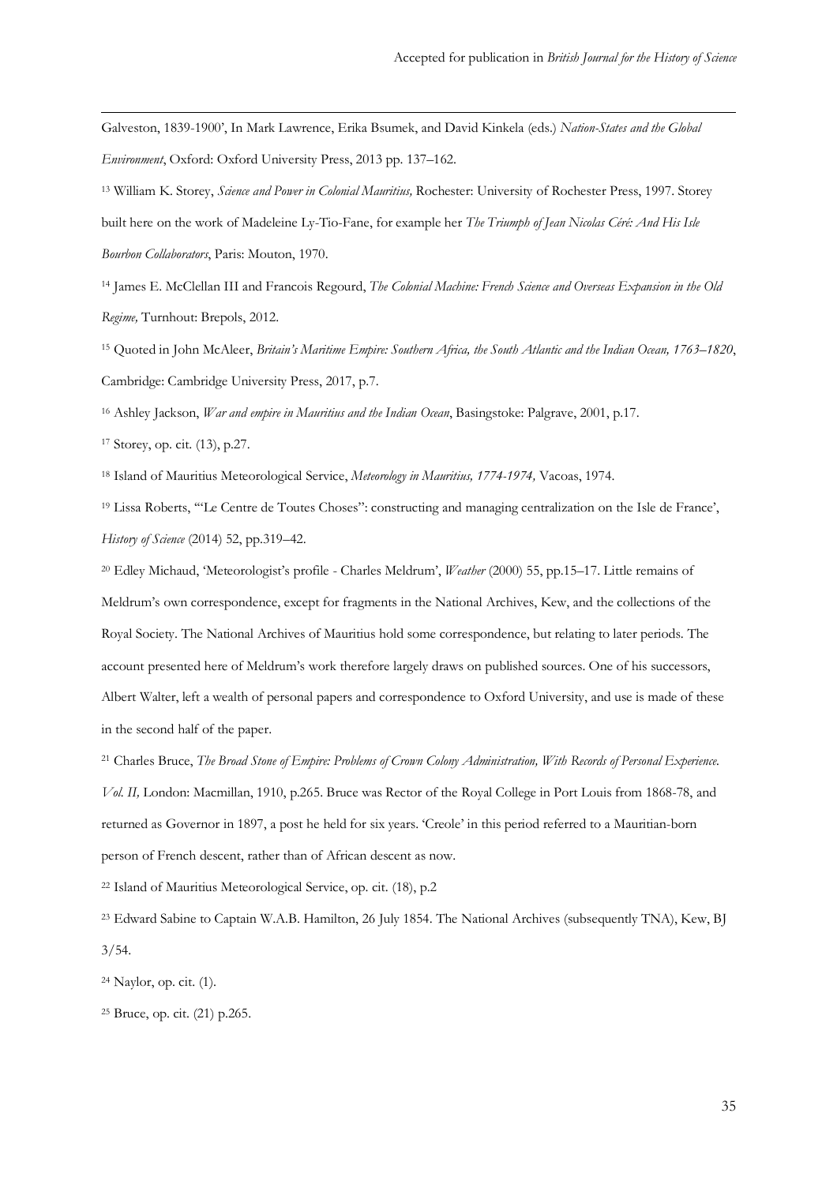Galveston, 1839-1900', In Mark Lawrence, Erika Bsumek, and David Kinkela (eds.) *Nation-States and the Global Environment*, Oxford: Oxford University Press, 2013 pp. 137–162.

[13] William K. Storey, *Science and Power in Colonial Mauritius,* Rochester: University of Rochester Press, 1997. Storey built here on the work of Madeleine Ly-Tio-Fane, for example her *The Triumph of Jean Nicolas Céré: And His Isle Bourbon Collaborators*, Paris: Mouton, 1970.

[14] James E. McClellan III and Francois Regourd, *The Colonial Machine: French Science and Overseas Expansion in the Old Regime,* Turnhout: Brepols, 2012.

[15] Quoted in John McAleer, *Britain's Maritime Empire: Southern Africa, the South Atlantic and the Indian Ocean, 1763–1820*, Cambridge: Cambridge University Press, 2017, p.7.

[16] Ashley Jackson, *War and empire in Mauritius and the Indian Ocean*, Basingstoke: Palgrave, 2001, p.17.

[17] Storey, op. cit. (13), p.27.

[18] Island of Mauritius Meteorological Service, *Meteorology in Mauritius, 1774-1974,* Vacoas, 1974.

[19] Lissa Roberts, '"Le Centre de Toutes Choses": constructing and managing centralization on the Isle de France', *History of Science* (2014) 52, pp.319–42.

[20] Edley Michaud, 'Meteorologist's profile - Charles Meldrum', *Weather* (2000) 55, pp.15–17. Little remains of Meldrum's own correspondence, except for fragments in the National Archives, Kew, and the collections of the Royal Society. The National Archives of Mauritius hold some correspondence, but relating to later periods. The account presented here of Meldrum's work therefore largely draws on published sources. One of his successors, Albert Walter, left a wealth of personal papers and correspondence to Oxford University, and use is made of these in the second half of the paper.

[21] Charles Bruce, *The Broad Stone of Empire: Problems of Crown Colony Administration, With Records of Personal Experience. Vol. II,* London: Macmillan, 1910, p.265. Bruce was Rector of the Royal College in Port Louis from 1868-78, and returned as Governor in 1897, a post he held for six years. 'Creole' in this period referred to a Mauritian-born person of French descent, rather than of African descent as now.

[22] Island of Mauritius Meteorological Service, op. cit. (18), p.2

[23] Edward Sabine to Captain W.A.B. Hamilton, 26 July 1854. The National Archives (subsequently TNA), Kew, BJ 3/54.

[24] Naylor, op. cit. (1).

[25] Bruce, op. cit. (21) p.265.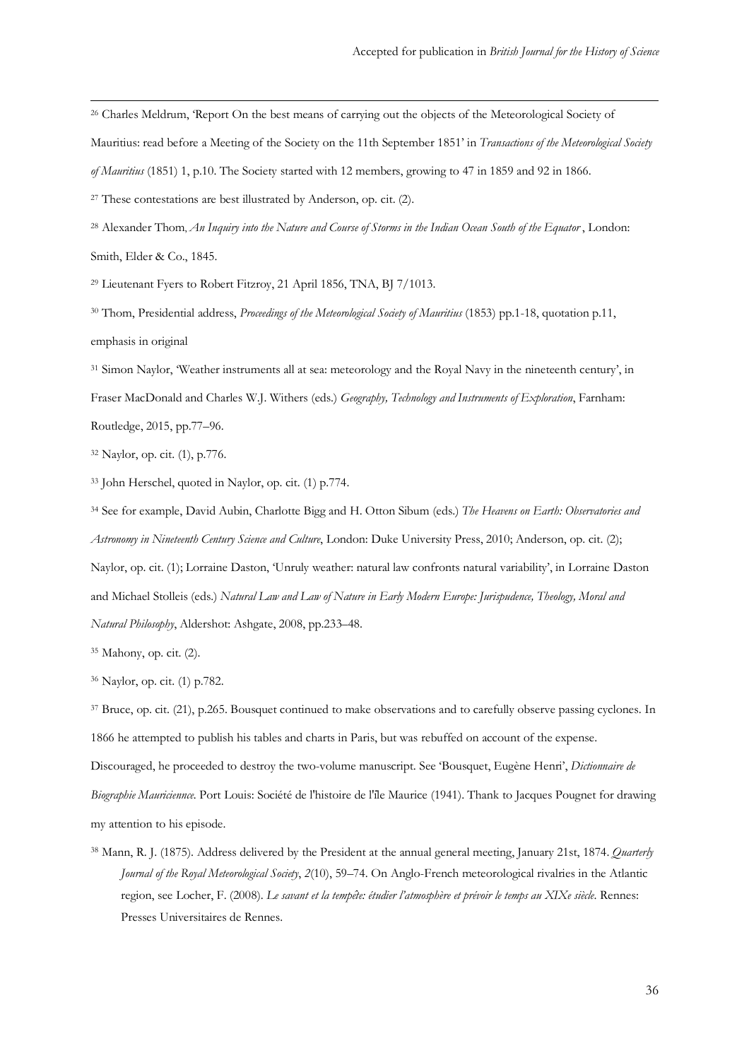[26] Charles Meldrum, 'Report On the best means of carrying out the objects of the Meteorological Society of Mauritius: read before a Meeting of the Society on the 11th September 1851' in *Transactions of the Meteorological Society of Mauritius* (1851) 1, p.10. The Society started with 12 members, growing to 47 in 1859 and 92 in 1866.

[27] These contestations are best illustrated by Anderson, op. cit. (2).

[28] Alexander Thom, *An Inquiry into the Nature and Course of Storms in the Indian Ocean South of the Equator*, London: Smith, Elder & Co., 1845.

[29] Lieutenant Fyers to Robert Fitzroy, 21 April 1856, TNA, BJ 7/1013.

[30] Thom, Presidential address, *Proceedings of the Meteorological Society of Mauritius* (1853) pp.1-18, quotation p.11, emphasis in original

[31] Simon Naylor, 'Weather instruments all at sea: meteorology and the Royal Navy in the nineteenth century', in Fraser MacDonald and Charles W.J. Withers (eds.) *Geography, Technology and Instruments of Exploration*, Farnham: Routledge, 2015, pp.77–96.

[32] Naylor, op. cit. (1), p.776.

[33] John Herschel, quoted in Naylor, op. cit. (1) p.774.

[34] See for example, David Aubin, Charlotte Bigg and H. Otton Sibum (eds.) *The Heavens on Earth: Observatories and Astronomy in Nineteenth Century Science and Culture*, London: Duke University Press, 2010; Anderson, op. cit. (2); Naylor, op. cit. (1); Lorraine Daston, 'Unruly weather: natural law confronts natural variability', in Lorraine Daston and Michael Stolleis (eds.) *Natural Law and Law of Nature in Early Modern Europe: Jurispudence, Theology, Moral and Natural Philosophy*, Aldershot: Ashgate, 2008, pp.233–48.

[35] Mahony, op. cit. (2).

[36] Naylor, op. cit. (1) p.782.

[37] Bruce, op. cit. (21), p.265. Bousquet continued to make observations and to carefully observe passing cyclones. In 1866 he attempted to publish his tables and charts in Paris, but was rebuffed on account of the expense. Discouraged, he proceeded to destroy the two-volume manuscript. See 'Bousquet, Eugène Henri', *Dictionnaire de Biographie Mauricienne*. Port Louis: Société de l'histoire de l'île Maurice (1941). Thank to Jacques Pougnet for drawing my attention to his episode.

[38] Mann, R. J. (1875). Address delivered by the President at the annual general meeting, January 21st, 1874. *Quarterly Journal of the Royal Meteorological Society*, *2*(10), 59–74. On Anglo-French meteorological rivalries in the Atlantic region, see Locher, F. (2008). *Le savant et la tempête: étudier l'atmosphère et prévoir le temps au XIXe siècle*. Rennes: Presses Universitaires de Rennes.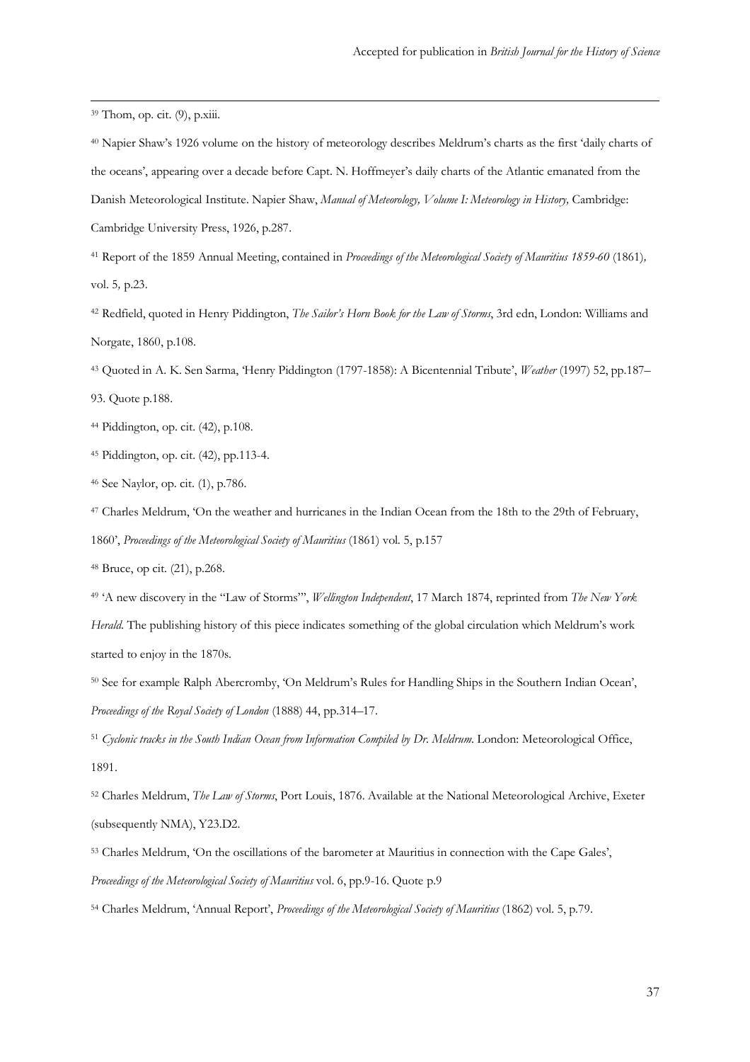[39] Thom, op. cit. (9), p.xiii.

[40] Napier Shaw's 1926 volume on the history of meteorology describes Meldrum's charts as the first 'daily charts of the oceans', appearing over a decade before Capt. N. Hoffmeyer's daily charts of the Atlantic emanated from the Danish Meteorological Institute. Napier Shaw, *Manual of Meteorology, Volume I: Meteorology in History,* Cambridge: Cambridge University Press, 1926, p.287.

[41] Report of the 1859 Annual Meeting, contained in *Proceedings of the Meteorological Society of Mauritius 1859-60* (1861)*,* vol. 5*,* p.23.

[42] Redfield, quoted in Henry Piddington, *The Sailor's Horn Book for the Law of Storms*, 3rd edn, London: Williams and Norgate, 1860, p.108.

[43] Quoted in A. K. Sen Sarma, 'Henry Piddington (1797-1858): A Bicentennial Tribute', *Weather* (1997) 52, pp.187–93. Quote p.188.

[44] Piddington, op. cit. (42), p.108.

[45] Piddington, op. cit. (42), pp.113-4.

[46] See Naylor, op. cit. (1), p.786.

[47] Charles Meldrum, 'On the weather and hurricanes in the Indian Ocean from the 18th to the 29th of February, 1860', *Proceedings of the Meteorological Society of Mauritius* (1861) vol. 5, p.157

[48] Bruce, op cit. (21), p.268.

[49] 'A new discovery in the "Law of Storms"', *Wellington Independent*, 17 March 1874, reprinted from *The New York Herald*. The publishing history of this piece indicates something of the global circulation which Meldrum's work started to enjoy in the 1870s.

[50] See for example Ralph Abercromby, 'On Meldrum's Rules for Handling Ships in the Southern Indian Ocean', *Proceedings of the Royal Society of London* (1888) 44, pp.314–17.

[51] *Cyclonic tracks in the South Indian Ocean from Information Compiled by Dr. Meldrum*. London: Meteorological Office, 1891.

[52] Charles Meldrum, *The Law of Storms*, Port Louis, 1876. Available at the National Meteorological Archive, Exeter (subsequently NMA), Y23.D2.

[53] Charles Meldrum, 'On the oscillations of the barometer at Mauritius in connection with the Cape Gales', *Proceedings of the Meteorological Society of Mauritius* vol. 6, pp.9-16. Quote p.9

[54] Charles Meldrum, 'Annual Report', *Proceedings of the Meteorological Society of Mauritius* (1862) vol. 5, p.79.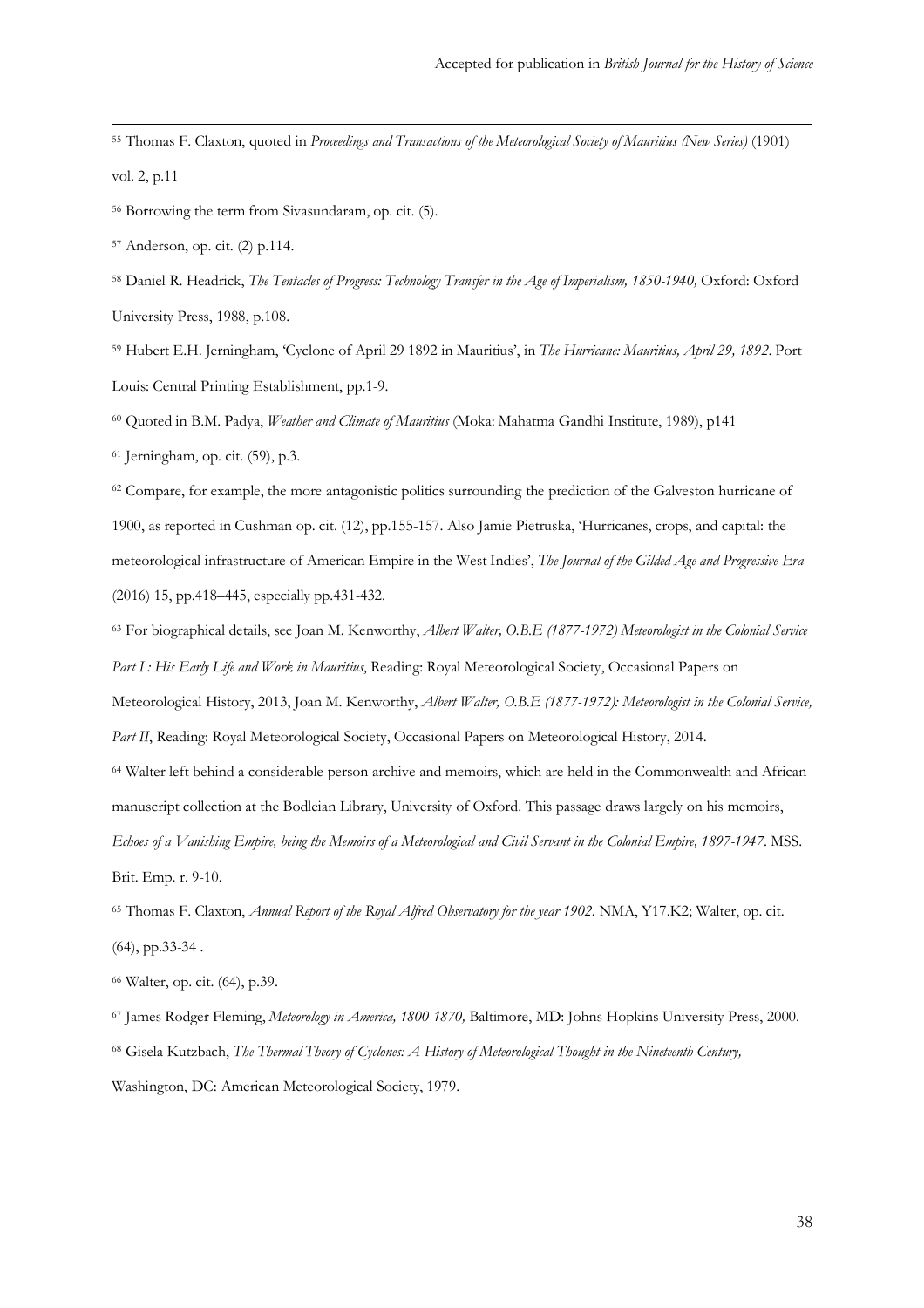[55] Thomas F. Claxton, quoted in *Proceedings and Transactions of the Meteorological Society of Mauritius (New Series)* (1901) vol. 2, p.11

[56] Borrowing the term from Sivasundaram, op. cit. (5).

[57] Anderson, op. cit. (2) p.114.

[58] Daniel R. Headrick, *The Tentacles of Progress: Technology Transfer in the Age of Imperialism, 1850-1940,* Oxford: Oxford University Press, 1988, p.108.

[59] Hubert E.H. Jerningham, 'Cyclone of April 29 1892 in Mauritius', in *The Hurricane: Mauritius, April 29, 1892*. Port Louis: Central Printing Establishment, pp.1-9.

[60] Quoted in B.M. Padya, *Weather and Climate of Mauritius* (Moka: Mahatma Gandhi Institute, 1989), p141

[61] Jerningham, op. cit. (59), p.3.

[62] Compare, for example, the more antagonistic politics surrounding the prediction of the Galveston hurricane of 1900, as reported in Cushman op. cit. (12), pp.155-157. Also Jamie Pietruska, 'Hurricanes, crops, and capital: the meteorological infrastructure of American Empire in the West Indies', *The Journal of the Gilded Age and Progressive Era* (2016) 15, pp.418–445, especially pp.431-432.

[63] For biographical details, see Joan M. Kenworthy, *Albert Walter, O.B.E (1877-1972) Meteorologist in the Colonial Service Part I : His Early Life and Work in Mauritius*, Reading: Royal Meteorological Society, Occasional Papers on Meteorological History, 2013, Joan M. Kenworthy, *Albert Walter, O.B.E (1877-1972): Meteorologist in the Colonial Service, Part II*, Reading: Royal Meteorological Society, Occasional Papers on Meteorological History, 2014.

[64] Walter left behind a considerable person archive and memoirs, which are held in the Commonwealth and African manuscript collection at the Bodleian Library, University of Oxford. This passage draws largely on his memoirs, *Echoes of a Vanishing Empire, being the Memoirs of a Meteorological and Civil Servant in the Colonial Empire, 1897-1947*. MSS. Brit. Emp. r. 9-10.

[65] Thomas F. Claxton, *Annual Report of the Royal Alfred Observatory for the year 1902.* NMA, Y17.K2; Walter, op. cit. (64), pp.33-34 .

[66] Walter, op. cit. (64), p.39.

[67] James Rodger Fleming, *Meteorology in America, 1800-1870,* Baltimore, MD: Johns Hopkins University Press, 2000.

[68] Gisela Kutzbach, *The Thermal Theory of Cyclones: A History of Meteorological Thought in the Nineteenth Century,* Washington, DC: American Meteorological Society, 1979.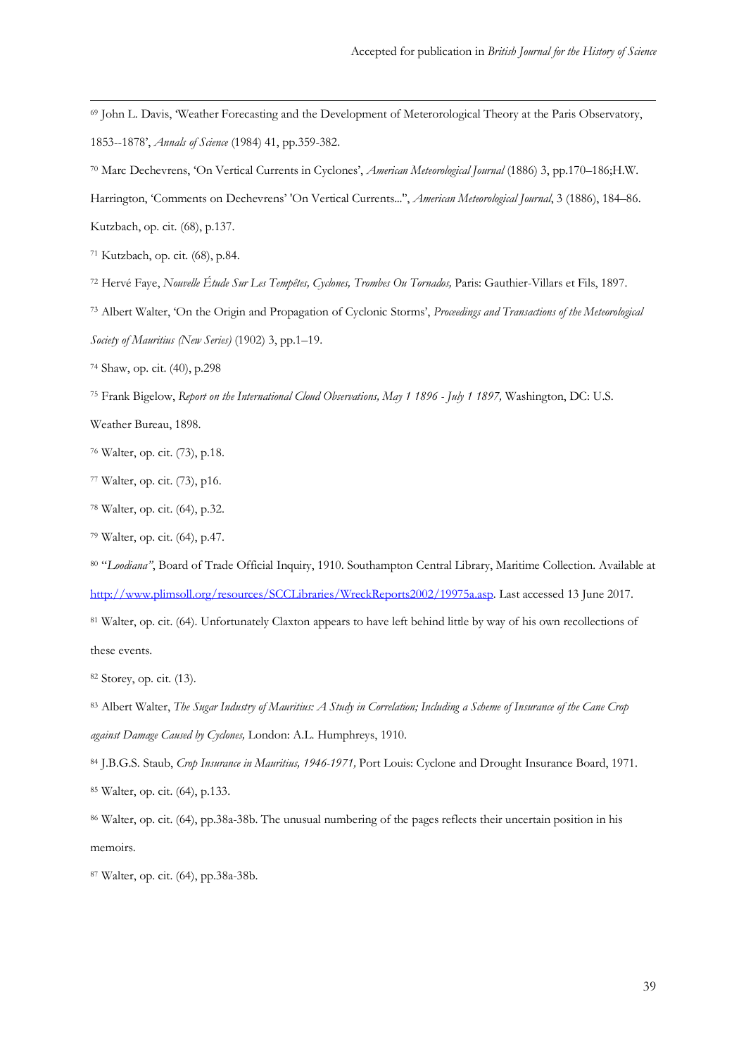[69] John L. Davis, 'Weather Forecasting and the Development of Meterorological Theory at the Paris Observatory, 1853--1878', *Annals of Science* (1984) 41, pp.359-382.

[70] Marc Dechevrens, 'On Vertical Currents in Cyclones', *American Meteorological Journal* (1886) 3, pp.170–186;H.W. Harrington, 'Comments on Dechevrens' 'On Vertical Currents...", *American Meteorological Journal*, 3 (1886), 184–86. Kutzbach, op. cit. (68), p.137.

[71] Kutzbach, op. cit. (68), p.84.

[72] Hervé Faye, *Nouvelle Étude Sur Les Tempêtes, Cyclones, Trombes Ou Tornados,* Paris: Gauthier-Villars et Fils, 1897.

[73] Albert Walter, 'On the Origin and Propagation of Cyclonic Storms', *Proceedings and Transactions of the Meteorological Society of Mauritius (New Series)* (1902) 3, pp.1–19.

[74] Shaw, op. cit. (40), p.298

[75] Frank Bigelow, *Report on the International Cloud Observations, May 1 1896 - July 1 1897,* Washington, DC: U.S. Weather Bureau, 1898.

[76] Walter, op. cit. (73), p.18.

[77] Walter, op. cit. (73), p16.

[78] Walter, op. cit. (64), p.32.

[79] Walter, op. cit. (64), p.47.

[80] "*Loodiana"*, Board of Trade Official Inquiry, 1910. Southampton Central Library, Maritime Collection. Available at http://www.plimsoll.org/resources/SCCLibraries/WreckReports2002/19975a.asp. Last accessed 13 June 2017.

[81] Walter, op. cit. (64). Unfortunately Claxton appears to have left behind little by way of his own recollections of these events.

[82] Storey, op. cit. (13).

[83] Albert Walter, *The Sugar Industry of Mauritius: A Study in Correlation; Including a Scheme of Insurance of the Cane Crop against Damage Caused by Cyclones,* London: A.L. Humphreys, 1910.

[84] J.B.G.S. Staub, *Crop Insurance in Mauritius, 1946-1971,* Port Louis: Cyclone and Drought Insurance Board, 1971.

[85] Walter, op. cit. (64), p.133.

[86] Walter, op. cit. (64), pp.38a-38b. The unusual numbering of the pages reflects their uncertain position in his memoirs.

[87] Walter, op. cit. (64), pp.38a-38b.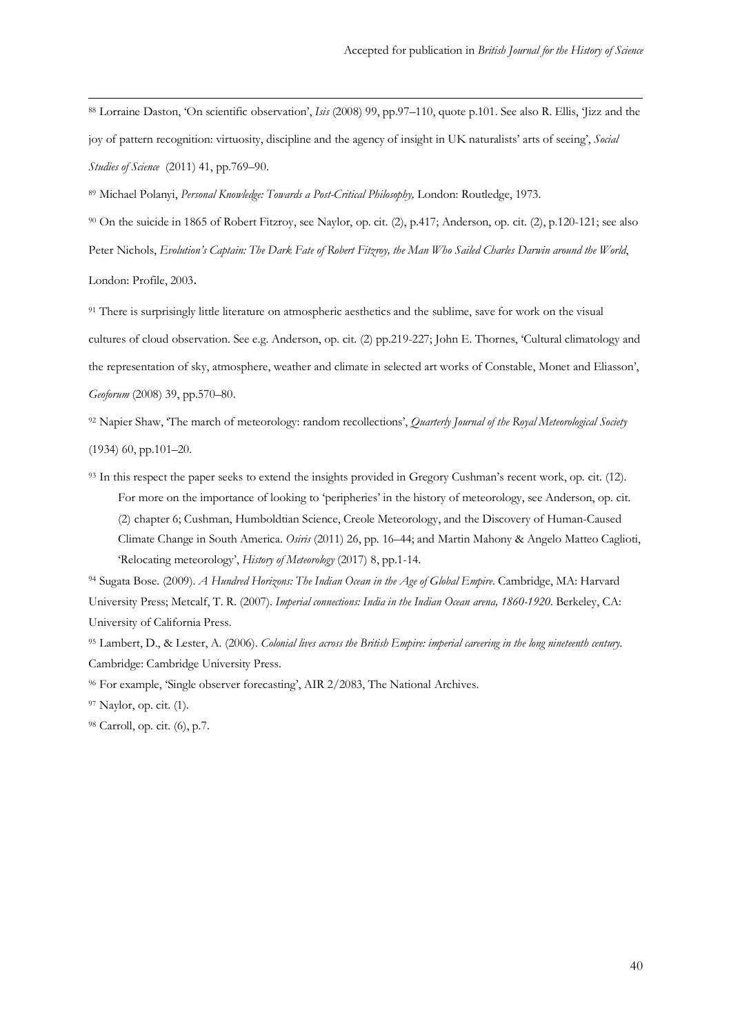[88] Lorraine Daston, 'On scientific observation', *Isis* (2008) 99, pp.97–110, quote p.101. See also R. Ellis, 'Jizz and the joy of pattern recognition: virtuosity, discipline and the agency of insight in UK naturalists' arts of seeing', *Social Studies of Science* (2011) 41, pp.769–90.

[89] Michael Polanyi, *Personal Knowledge: Towards a Post-Critical Philosophy,* London: Routledge, 1973.

[90] On the suicide in 1865 of Robert Fitzroy, see Naylor, op. cit. (2), p.417; Anderson, op. cit. (2), p.120-121; see also Peter Nichols, *Evolution's Captain: The Dark Fate of Robert Fitzroy, the Man Who Sailed Charles Darwin around the World*, London: Profile, 2003.

[91] There is surprisingly little literature on atmospheric aesthetics and the sublime, save for work on the visual cultures of cloud observation. See e.g. Anderson, op. cit. (2) pp.219-227; John E. Thornes, 'Cultural climatology and the representation of sky, atmosphere, weather and climate in selected art works of Constable, Monet and Eliasson', *Geoforum* (2008) 39, pp.570–80.

[92] Napier Shaw, 'The march of meteorology: random recollections', *Quarterly Journal of the Royal Meteorological Society* (1934) 60, pp.101–20.

[93] In this respect the paper seeks to extend the insights provided in Gregory Cushman's recent work, op. cit. (12). For more on the importance of looking to 'peripheries' in the history of meteorology, see Anderson, op. cit. (2) chapter 6; Cushman, Humboldtian Science, Creole Meteorology, and the Discovery of Human-Caused Climate Change in South America. *Osiris* (2011) 26, pp. 16–44; and Martin Mahony & Angelo Matteo Caglioti, 'Relocating meteorology', *History of Meteorology* (2017) 8, pp.1-14.

[94] Sugata Bose. (2009). *A Hundred Horizons: The Indian Ocean in the Age of Global Empire*. Cambridge, MA: Harvard University Press; Metcalf, T. R. (2007). *Imperial connections: India in the Indian Ocean arena, 1860-1920*. Berkeley, CA: University of California Press.

[95] Lambert, D., & Lester, A. (2006). *Colonial lives across the British Empire: imperial careering in the long nineteenth century.* Cambridge: Cambridge University Press.

[96] For example, 'Single observer forecasting', AIR 2/2083, The National Archives.

[97] Naylor, op. cit. (1).

[98] Carroll, op. cit. (6), p.7.